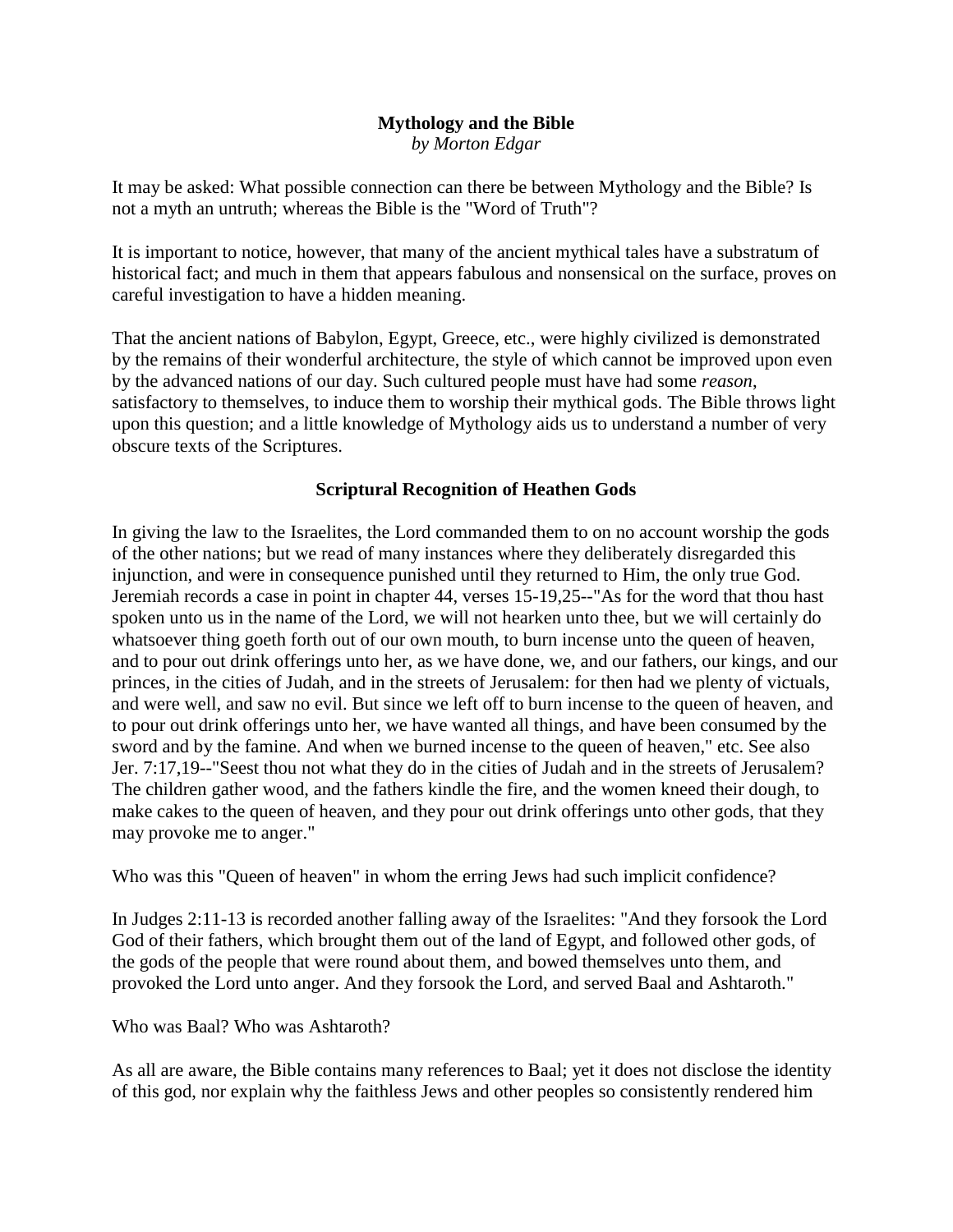# Mythology and the Bible

*by Morton Edgar*

It may be asked: What possible connection can there be between Mythology and the Bible? Is not a myth an untruth; whereas the Bible is the "Word of Truth"?

It is important to notice, however, that many of the ancient mythical tales have a substratum of historical fact; and much in them that appears fabulous and nonsensical on the surface, proves on careful investigation to have a hidden meaning.

That the ancient nations of Babylon, Egypt, Greece, etc., were highly civilized is demonstrated by the remains of their wonderful architecture, the style of which cannot be improved upon even by the advanced nations of our day. Such cultured people must have had some *reason*, satisfactory to themselves, to induce them to worship their mythical gods. The Bible throws light upon this question; and a little knowledge of Mythology aids us to understand a number of very obscure texts of the Scriptures.

## Scriptural Recognition of Heathen Gods

In giving the law to the Israelites, the Lord commanded them to on no account worship the gods of the other nations; but we read of many instances where they deliberately disregarded this injunction, and were in consequence punished until they returned to Him, the only true God. Jeremiah records a case in point in chapter 44, verses 15-19,25--"As for the word that thou hast spoken unto us in the name of the Lord, we will not hearken unto thee, but we will certainly do whatsoever thing goeth forth out of our own mouth, to burn incense unto the queen of heaven, and to pour out drink offerings unto her, as we have done, we, and our fathers, our kings, and our princes, in the cities of Judah, and in the streets of Jerusalem: for then had we plenty of victuals, and were well, and saw no evil. But since we left off to burn incense to the queen of heaven, and to pour out drink offerings unto her, we have wanted all things, and have been consumed by the sword and by the famine. And when we burned incense to the queen of heaven," etc. See also Jer. 7:17,19--"Seest thou not what they do in the cities of Judah and in the streets of Jerusalem? The children gather wood, and the fathers kindle the fire, and the women kneed their dough, to make cakes to the queen of heaven, and they pour out drink offerings unto other gods, that they may provoke me to anger."

Who was this "Queen of heaven" in whom the erring Jews had such implicit confidence?

In Judges 2:11-13 is recorded another falling away of the Israelites: "And they forsook the Lord God of their fathers, which brought them out of the land of Egypt, and followed other gods, of the gods of the people that were round about them, and bowed themselves unto them, and provoked the Lord unto anger. And they forsook the Lord, and served Baal and Ashtaroth."

Who was Baal? Who was Ashtaroth?

As all are aware, the Bible contains many references to Baal; yet it does not disclose the identity of this god, nor explain why the faithless Jews and other peoples so consistently rendered him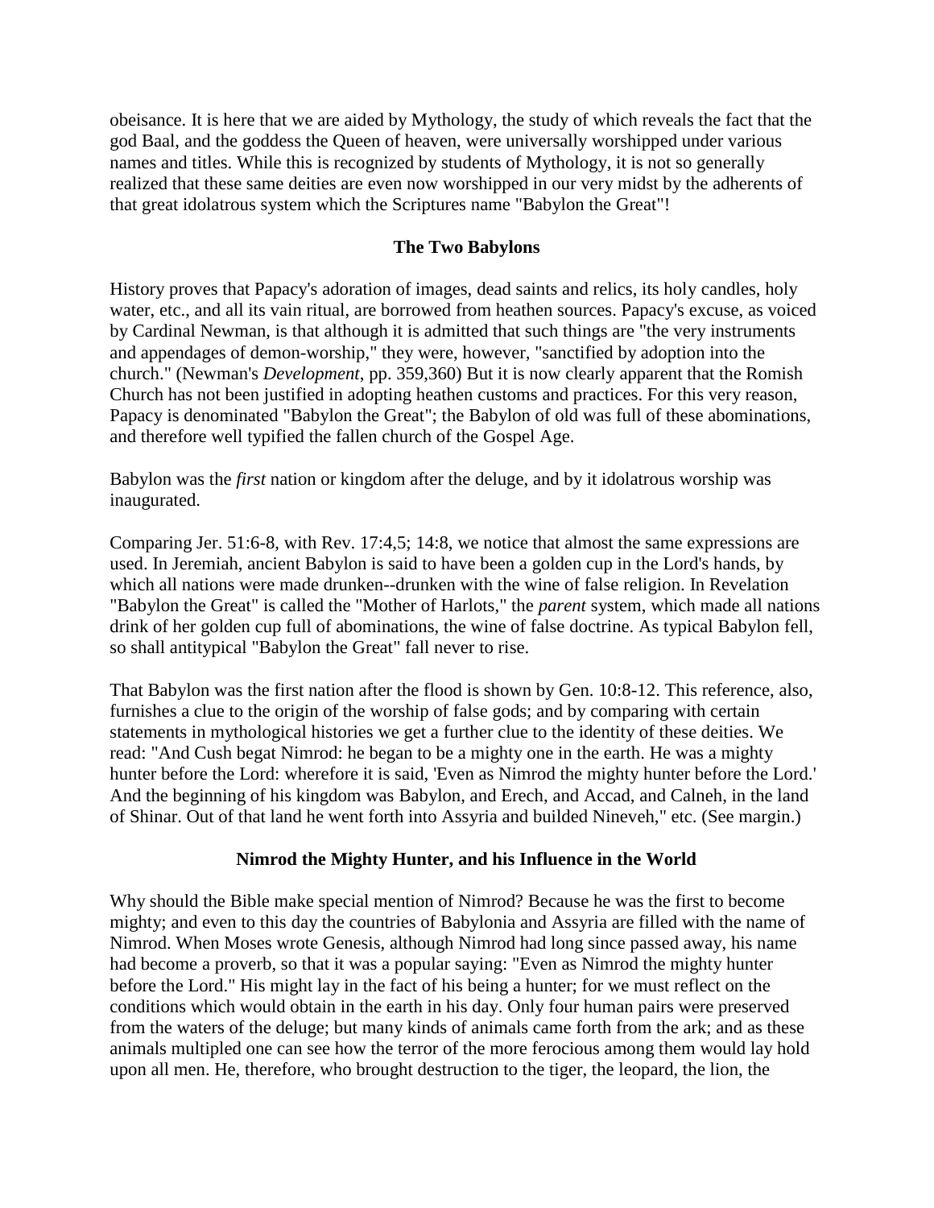obeisance. It is here that we are aided by Mythology, the study of which reveals the fact that the god Baal, and the goddess the Queen of heaven, were universally worshipped under various names and titles. While this is recognized by students of Mythology, it is not so generally realized that these same deities are even now worshipped in our very midst by the adherents of that great idolatrous system which the Scriptures name "Babylon the Great"!

### The Two Babylons

History proves that Papacy's adoration of images, dead saints and relics, its holy candles, holy water, etc., and all its vain ritual, are borrowed from heathen sources. Papacy's excuse, as voiced by Cardinal Newman, is that although it is admitted that such things are "the very instruments and appendages of demon-worship," they were, however, "sanctified by adoption into the church." (Newman's *Development*, pp. 359,360) But it is now clearly apparent that the Romish Church has not been justified in adopting heathen customs and practices. For this very reason, Papacy is denominated "Babylon the Great"; the Babylon of old was full of these abominations, and therefore well typified the fallen church of the Gospel Age.

Babylon was the *first* nation or kingdom after the deluge, and by it idolatrous worship was inaugurated.

Comparing Jer. 51:6-8, with Rev. 17:4,5; 14:8, we notice that almost the same expressions are used. In Jeremiah, ancient Babylon is said to have been a golden cup in the Lord's hands, by which all nations were made drunken--drunken with the wine of false religion. In Revelation "Babylon the Great" is called the "Mother of Harlots," the *parent* system, which made all nations drink of her golden cup full of abominations, the wine of false doctrine. As typical Babylon fell, so shall antitypical "Babylon the Great" fall never to rise.

That Babylon was the first nation after the flood is shown by Gen. 10:8-12. This reference, also, furnishes a clue to the origin of the worship of false gods; and by comparing with certain statements in mythological histories we get a further clue to the identity of these deities. We read: "And Cush begat Nimrod: he began to be a mighty one in the earth. He was a mighty hunter before the Lord: wherefore it is said, 'Even as Nimrod the mighty hunter before the Lord.' And the beginning of his kingdom was Babylon, and Erech, and Accad, and Calneh, in the land of Shinar. Out of that land he went forth into Assyria and builded Nineveh," etc. (See margin.)

### Nimrod the Mighty Hunter, and his Influence in the World

Why should the Bible make special mention of Nimrod? Because he was the first to become mighty; and even to this day the countries of Babylonia and Assyria are filled with the name of Nimrod. When Moses wrote Genesis, although Nimrod had long since passed away, his name had become a proverb, so that it was a popular saying: "Even as Nimrod the mighty hunter before the Lord." His might lay in the fact of his being a hunter; for we must reflect on the conditions which would obtain in the earth in his day. Only four human pairs were preserved from the waters of the deluge; but many kinds of animals came forth from the ark; and as these animals multipled one can see how the terror of the more ferocious among them would lay hold upon all men. He, therefore, who brought destruction to the tiger, the leopard, the lion, the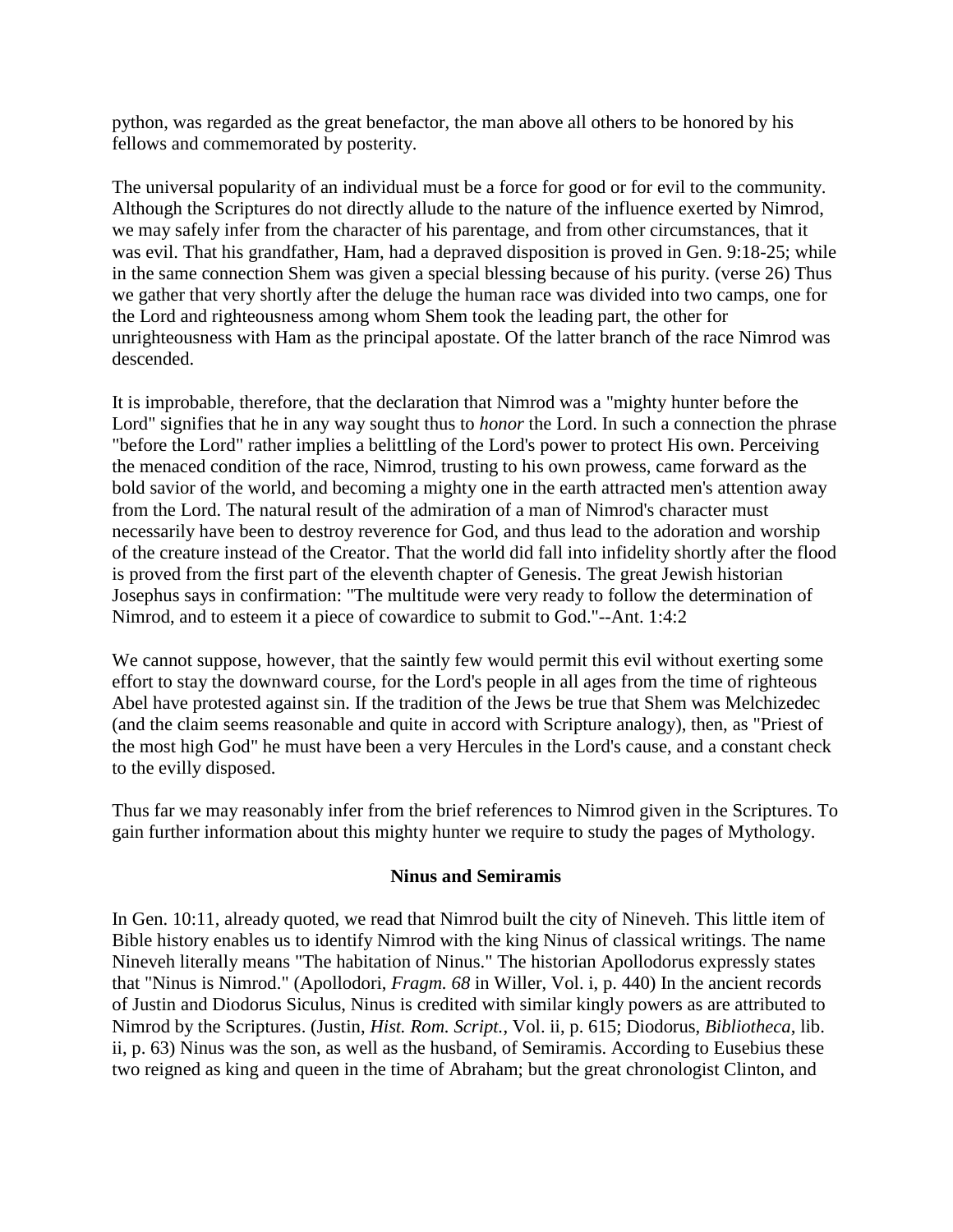python, was regarded as the great benefactor, the man above all others to be honored by his fellows and commemorated by posterity.

The universal popularity of an individual must be a force for good or for evil to the community. Although the Scriptures do not directly allude to the nature of the influence exerted by Nimrod, we may safely infer from the character of his parentage, and from other circumstances, that it was evil. That his grandfather, Ham, had a depraved disposition is proved in Gen. 9:18-25; while in the same connection Shem was given a special blessing because of his purity. (verse 26) Thus we gather that very shortly after the deluge the human race was divided into two camps, one for the Lord and righteousness among whom Shem took the leading part, the other for unrighteousness with Ham as the principal apostate. Of the latter branch of the race Nimrod was descended.

It is improbable, therefore, that the declaration that Nimrod was a "mighty hunter before the Lord" signifies that he in any way sought thus to *honor* the Lord. In such a connection the phrase "before the Lord" rather implies a belittling of the Lord's power to protect His own. Perceiving the menaced condition of the race, Nimrod, trusting to his own prowess, came forward as the bold savior of the world, and becoming a mighty one in the earth attracted men's attention away from the Lord. The natural result of the admiration of a man of Nimrod's character must necessarily have been to destroy reverence for God, and thus lead to the adoration and worship of the creature instead of the Creator. That the world did fall into infidelity shortly after the flood is proved from the first part of the eleventh chapter of Genesis. The great Jewish historian Josephus says in confirmation: "The multitude were very ready to follow the determination of Nimrod, and to esteem it a piece of cowardice to submit to God."--Ant. 1:4:2

We cannot suppose, however, that the saintly few would permit this evil without exerting some effort to stay the downward course, for the Lord's people in all ages from the time of righteous Abel have protested against sin. If the tradition of the Jews be true that Shem was Melchizedec (and the claim seems reasonable and quite in accord with Scripture analogy), then, as "Priest of the most high God" he must have been a very Hercules in the Lord's cause, and a constant check to the evilly disposed.

Thus far we may reasonably infer from the brief references to Nimrod given in the Scriptures. To gain further information about this mighty hunter we require to study the pages of Mythology.

### Ninus and Semiramis

In Gen. 10:11, already quoted, we read that Nimrod built the city of Nineveh. This little item of Bible history enables us to identify Nimrod with the king Ninus of classical writings. The name Nineveh literally means "The habitation of Ninus." The historian Apollodorus expressly states that "Ninus is Nimrod." (Apollodori, *Fragm. 68* in Willer, Vol. i, p. 440) In the ancient records of Justin and Diodorus Siculus, Ninus is credited with similar kingly powers as are attributed to Nimrod by the Scriptures. (Justin, *Hist. Rom. Script.*, Vol. ii, p. 615; Diodorus, *Bibliotheca*, lib. ii, p. 63) Ninus was the son, as well as the husband, of Semiramis. According to Eusebius these two reigned as king and queen in the time of Abraham; but the great chronologist Clinton, and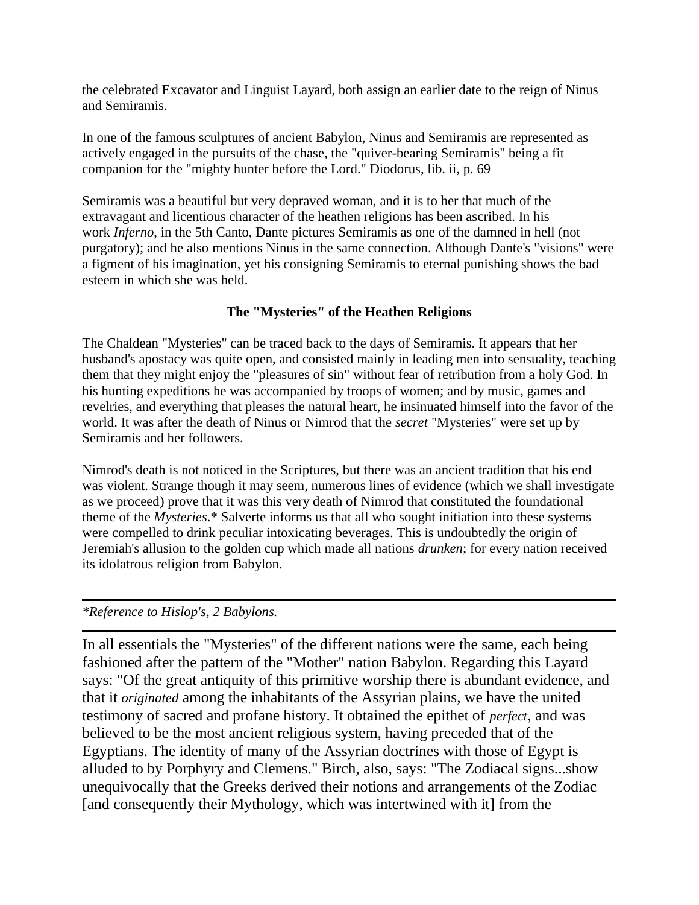the celebrated Excavator and Linguist Layard, both assign an earlier date to the reign of Ninus and Semiramis.

In one of the famous sculptures of ancient Babylon, Ninus and Semiramis are represented as actively engaged in the pursuits of the chase, the "quiver-bearing Semiramis" being a fit companion for the "mighty hunter before the Lord." Diodorus, lib. ii, p. 69

Semiramis was a beautiful but very depraved woman, and it is to her that much of the extravagant and licentious character of the heathen religions has been ascribed. In his work *Inferno*, in the 5th Canto, Dante pictures Semiramis as one of the damned in hell (not purgatory); and he also mentions Ninus in the same connection. Although Dante's "visions" were a figment of his imagination, yet his consigning Semiramis to eternal punishing shows the bad esteem in which she was held.

### The "Mysteries" of the Heathen Religions

The Chaldean "Mysteries" can be traced back to the days of Semiramis. It appears that her husband's apostacy was quite open, and consisted mainly in leading men into sensuality, teaching them that they might enjoy the "pleasures of sin" without fear of retribution from a holy God. In his hunting expeditions he was accompanied by troops of women; and by music, games and revelries, and everything that pleases the natural heart, he insinuated himself into the favor of the world. It was after the death of Ninus or Nimrod that the *secret* "Mysteries" were set up by Semiramis and her followers.

Nimrod's death is not noticed in the Scriptures, but there was an ancient tradition that his end was violent. Strange though it may seem, numerous lines of evidence (which we shall investigate as we proceed) prove that it was this very death of Nimrod that constituted the foundational theme of the *Mysteries*.* Salverte informs us that all who sought initiation into these systems were compelled to drink peculiar intoxicating beverages. This is undoubtedly the origin of Jeremiah's allusion to the golden cup which made all nations *drunken*; for every nation received its idolatrous religion from Babylon.

---

*\*Reference to Hislop's, 2 Babylons.*

---

In all essentials the "Mysteries" of the different nations were the same, each being fashioned after the pattern of the "Mother" nation Babylon. Regarding this Layard says: "Of the great antiquity of this primitive worship there is abundant evidence, and that it *originated* among the inhabitants of the Assyrian plains, we have the united testimony of sacred and profane history. It obtained the epithet of *perfect*, and was believed to be the most ancient religious system, having preceded that of the Egyptians. The identity of many of the Assyrian doctrines with those of Egypt is alluded to by Porphyry and Clemens." Birch, also, says: "The Zodiacal signs...show unequivocally that the Greeks derived their notions and arrangements of the Zodiac [and consequently their Mythology, which was intertwined with it] from the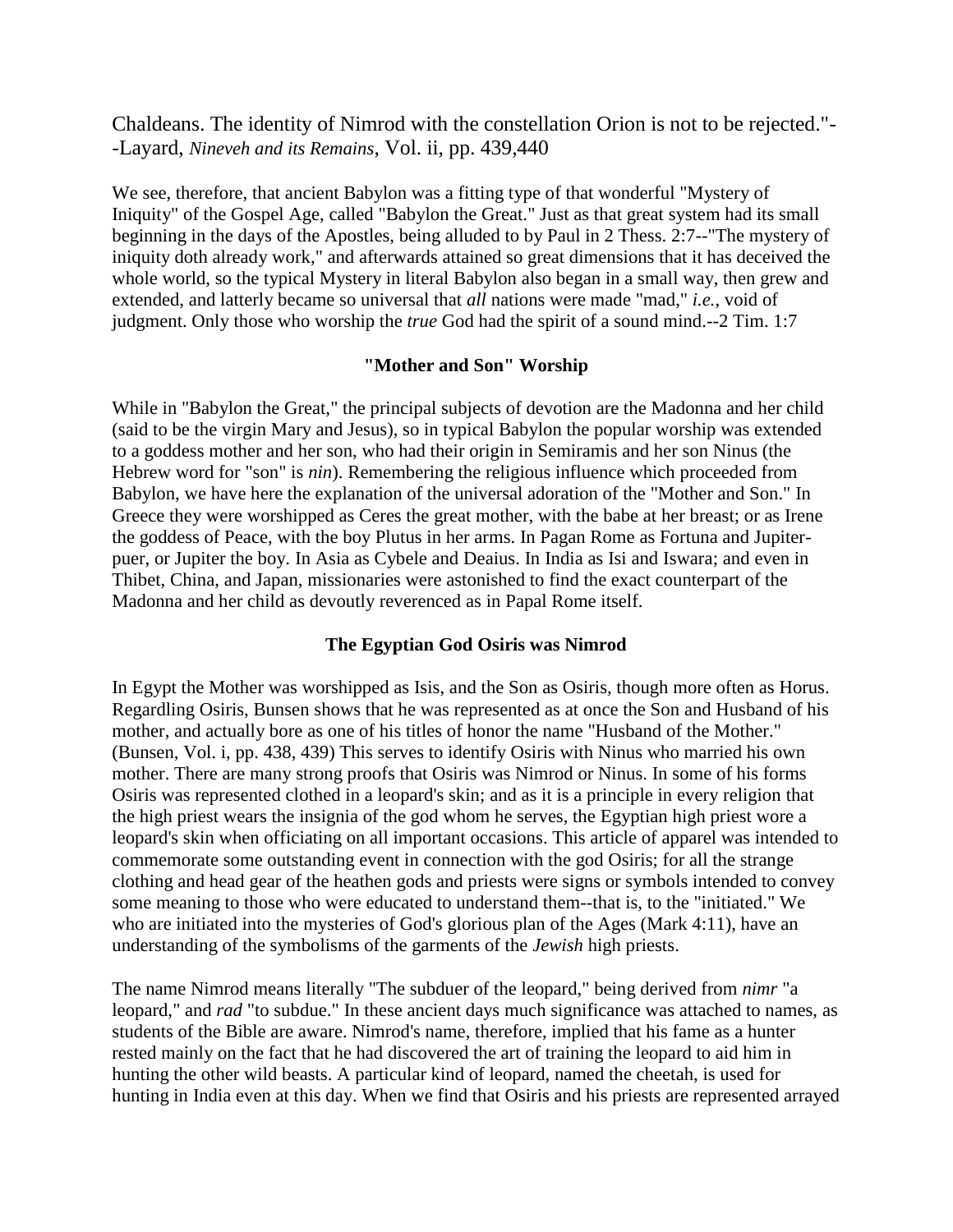Chaldeans. The identity of Nimrod with the constellation Orion is not to be rejected."--Layard, *Nineveh and its Remains*, Vol. ii, pp. 439,440

We see, therefore, that ancient Babylon was a fitting type of that wonderful "Mystery of Iniquity" of the Gospel Age, called "Babylon the Great." Just as that great system had its small beginning in the days of the Apostles, being alluded to by Paul in 2 Thess. 2:7--"The mystery of iniquity doth already work," and afterwards attained so great dimensions that it has deceived the whole world, so the typical Mystery in literal Babylon also began in a small way, then grew and extended, and latterly became so universal that *all* nations were made "mad," *i.e.*, void of judgment. Only those who worship the *true* God had the spirit of a sound mind.--2 Tim. 1:7

### "Mother and Son" Worship

While in "Babylon the Great," the principal subjects of devotion are the Madonna and her child (said to be the virgin Mary and Jesus), so in typical Babylon the popular worship was extended to a goddess mother and her son, who had their origin in Semiramis and her son Ninus (the Hebrew word for "son" is *nin*). Remembering the religious influence which proceeded from Babylon, we have here the explanation of the universal adoration of the "Mother and Son." In Greece they were worshipped as Ceres the great mother, with the babe at her breast; or as Irene the goddess of Peace, with the boy Plutus in her arms. In Pagan Rome as Fortuna and Jupiter-puer, or Jupiter the boy. In Asia as Cybele and Deaius. In India as Isi and Iswara; and even in Thibet, China, and Japan, missionaries were astonished to find the exact counterpart of the Madonna and her child as devoutly reverenced as in Papal Rome itself.

### The Egyptian God Osiris was Nimrod

In Egypt the Mother was worshipped as Isis, and the Son as Osiris, though more often as Horus. Regardling Osiris, Bunsen shows that he was represented as at once the Son and Husband of his mother, and actually bore as one of his titles of honor the name "Husband of the Mother." (Bunsen, Vol. i, pp. 438, 439) This serves to identify Osiris with Ninus who married his own mother. There are many strong proofs that Osiris was Nimrod or Ninus. In some of his forms Osiris was represented clothed in a leopard's skin; and as it is a principle in every religion that the high priest wears the insignia of the god whom he serves, the Egyptian high priest wore a leopard's skin when officiating on all important occasions. This article of apparel was intended to commemorate some outstanding event in connection with the god Osiris; for all the strange clothing and head gear of the heathen gods and priests were signs or symbols intended to convey some meaning to those who were educated to understand them--that is, to the "initiated." We who are initiated into the mysteries of God's glorious plan of the Ages (Mark 4:11), have an understanding of the symbolisms of the garments of the *Jewish* high priests.

The name Nimrod means literally "The subduer of the leopard," being derived from *nimr* "a leopard," and *rad* "to subdue." In these ancient days much significance was attached to names, as students of the Bible are aware. Nimrod's name, therefore, implied that his fame as a hunter rested mainly on the fact that he had discovered the art of training the leopard to aid him in hunting the other wild beasts. A particular kind of leopard, named the cheetah, is used for hunting in India even at this day. When we find that Osiris and his priests are represented arrayed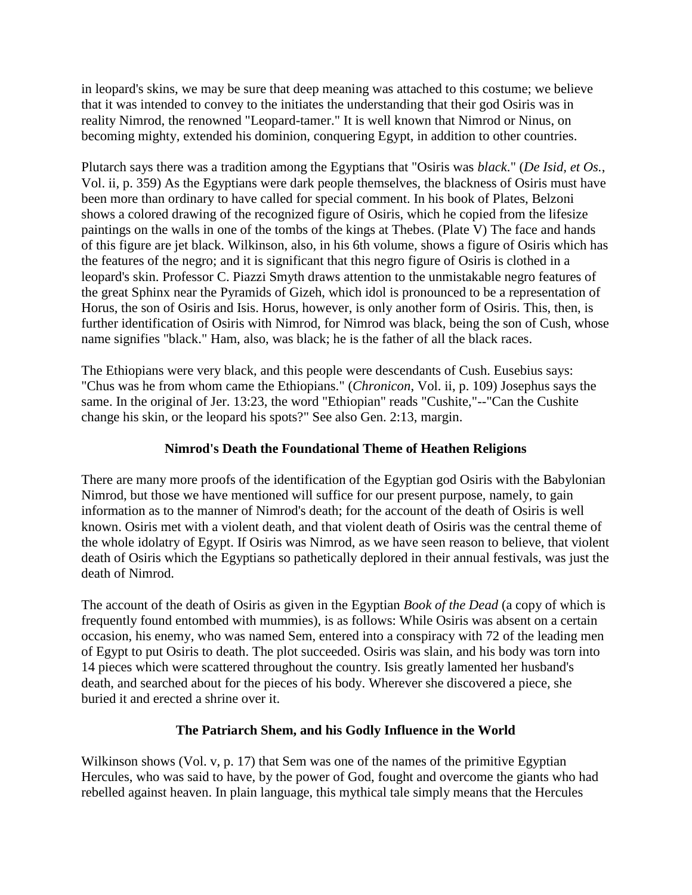in leopard's skins, we may be sure that deep meaning was attached to this costume; we believe that it was intended to convey to the initiates the understanding that their god Osiris was in reality Nimrod, the renowned "Leopard-tamer." It is well known that Nimrod or Ninus, on becoming mighty, extended his dominion, conquering Egypt, in addition to other countries.

Plutarch says there was a tradition among the Egyptians that "Osiris was *black*." (*De Isid, et Os.*, Vol. ii, p. 359) As the Egyptians were dark people themselves, the blackness of Osiris must have been more than ordinary to have called for special comment. In his book of Plates, Belzoni shows a colored drawing of the recognized figure of Osiris, which he copied from the lifesize paintings on the walls in one of the tombs of the kings at Thebes. (Plate V) The face and hands of this figure are jet black. Wilkinson, also, in his 6th volume, shows a figure of Osiris which has the features of the negro; and it is significant that this negro figure of Osiris is clothed in a leopard's skin. Professor C. Piazzi Smyth draws attention to the unmistakable negro features of the great Sphinx near the Pyramids of Gizeh, which idol is pronounced to be a representation of Horus, the son of Osiris and Isis. Horus, however, is only another form of Osiris. This, then, is further identification of Osiris with Nimrod, for Nimrod was black, being the son of Cush, whose name signifies "black." Ham, also, was black; he is the father of all the black races.

The Ethiopians were very black, and this people were descendants of Cush. Eusebius says: "Chus was he from whom came the Ethiopians." (*Chronicon*, Vol. ii, p. 109) Josephus says the same. In the original of Jer. 13:23, the word "Ethiopian" reads "Cushite,"--"Can the Cushite change his skin, or the leopard his spots?" See also Gen. 2:13, margin.

### Nimrod's Death the Foundational Theme of Heathen Religions

There are many more proofs of the identification of the Egyptian god Osiris with the Babylonian Nimrod, but those we have mentioned will suffice for our present purpose, namely, to gain information as to the manner of Nimrod's death; for the account of the death of Osiris is well known. Osiris met with a violent death, and that violent death of Osiris was the central theme of the whole idolatry of Egypt. If Osiris was Nimrod, as we have seen reason to believe, that violent death of Osiris which the Egyptians so pathetically deplored in their annual festivals, was just the death of Nimrod.

The account of the death of Osiris as given in the Egyptian *Book of the Dead* (a copy of which is frequently found entombed with mummies), is as follows: While Osiris was absent on a certain occasion, his enemy, who was named Sem, entered into a conspiracy with 72 of the leading men of Egypt to put Osiris to death. The plot succeeded. Osiris was slain, and his body was torn into 14 pieces which were scattered throughout the country. Isis greatly lamented her husband's death, and searched about for the pieces of his body. Wherever she discovered a piece, she buried it and erected a shrine over it.

### The Patriarch Shem, and his Godly Influence in the World

Wilkinson shows (Vol. v, p. 17) that Sem was one of the names of the primitive Egyptian Hercules, who was said to have, by the power of God, fought and overcome the giants who had rebelled against heaven. In plain language, this mythical tale simply means that the Hercules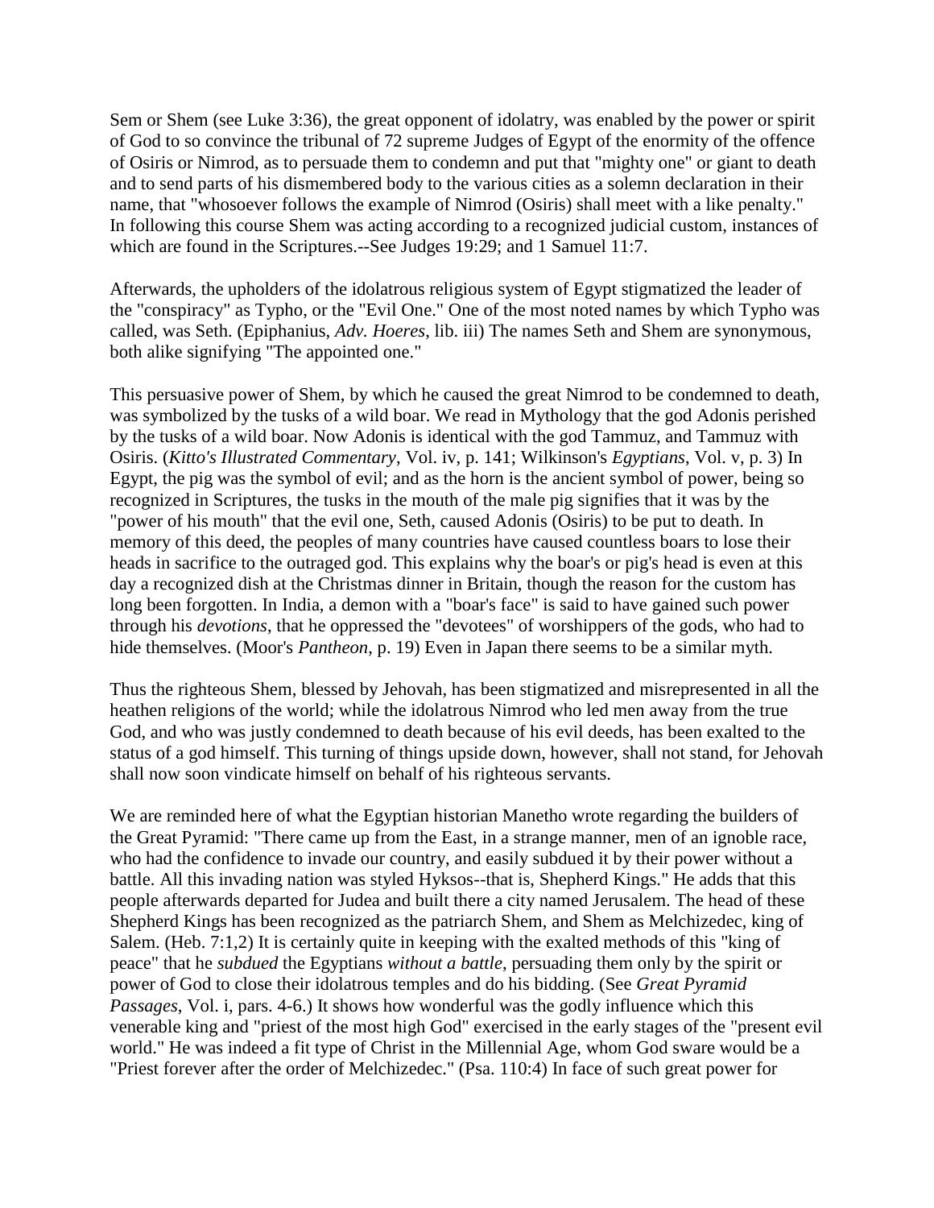Sem or Shem (see Luke 3:36), the great opponent of idolatry, was enabled by the power or spirit of God to so convince the tribunal of 72 supreme Judges of Egypt of the enormity of the offence of Osiris or Nimrod, as to persuade them to condemn and put that "mighty one" or giant to death and to send parts of his dismembered body to the various cities as a solemn declaration in their name, that "whosoever follows the example of Nimrod (Osiris) shall meet with a like penalty." In following this course Shem was acting according to a recognized judicial custom, instances of which are found in the Scriptures.--See Judges 19:29; and 1 Samuel 11:7.

Afterwards, the upholders of the idolatrous religious system of Egypt stigmatized the leader of the "conspiracy" as Typho, or the "Evil One." One of the most noted names by which Typho was called, was Seth. (Epiphanius, *Adv. Hoeres*, lib. iii) The names Seth and Shem are synonymous, both alike signifying "The appointed one."

This persuasive power of Shem, by which he caused the great Nimrod to be condemned to death, was symbolized by the tusks of a wild boar. We read in Mythology that the god Adonis perished by the tusks of a wild boar. Now Adonis is identical with the god Tammuz, and Tammuz with Osiris. (*Kitto's Illustrated Commentary*, Vol. iv, p. 141; Wilkinson's *Egyptians*, Vol. v, p. 3) In Egypt, the pig was the symbol of evil; and as the horn is the ancient symbol of power, being so recognized in Scriptures, the tusks in the mouth of the male pig signifies that it was by the "power of his mouth" that the evil one, Seth, caused Adonis (Osiris) to be put to death. In memory of this deed, the peoples of many countries have caused countless boars to lose their heads in sacrifice to the outraged god. This explains why the boar's or pig's head is even at this day a recognized dish at the Christmas dinner in Britain, though the reason for the custom has long been forgotten. In India, a demon with a "boar's face" is said to have gained such power through his *devotions*, that he oppressed the "devotees" of worshippers of the gods, who had to hide themselves. (Moor's *Pantheon*, p. 19) Even in Japan there seems to be a similar myth.

Thus the righteous Shem, blessed by Jehovah, has been stigmatized and misrepresented in all the heathen religions of the world; while the idolatrous Nimrod who led men away from the true God, and who was justly condemned to death because of his evil deeds, has been exalted to the status of a god himself. This turning of things upside down, however, shall not stand, for Jehovah shall now soon vindicate himself on behalf of his righteous servants.

We are reminded here of what the Egyptian historian Manetho wrote regarding the builders of the Great Pyramid: "There came up from the East, in a strange manner, men of an ignoble race, who had the confidence to invade our country, and easily subdued it by their power without a battle. All this invading nation was styled Hyksos--that is, Shepherd Kings." He adds that this people afterwards departed for Judea and built there a city named Jerusalem. The head of these Shepherd Kings has been recognized as the patriarch Shem, and Shem as Melchizedec, king of Salem. (Heb. 7:1,2) It is certainly quite in keeping with the exalted methods of this "king of peace" that he *subdued* the Egyptians *without a battle*, persuading them only by the spirit or power of God to close their idolatrous temples and do his bidding. (See *Great Pyramid Passages*, Vol. i, pars. 4-6.) It shows how wonderful was the godly influence which this venerable king and "priest of the most high God" exercised in the early stages of the "present evil world." He was indeed a fit type of Christ in the Millennial Age, whom God sware would be a "Priest forever after the order of Melchizedec." (Psa. 110:4) In face of such great power for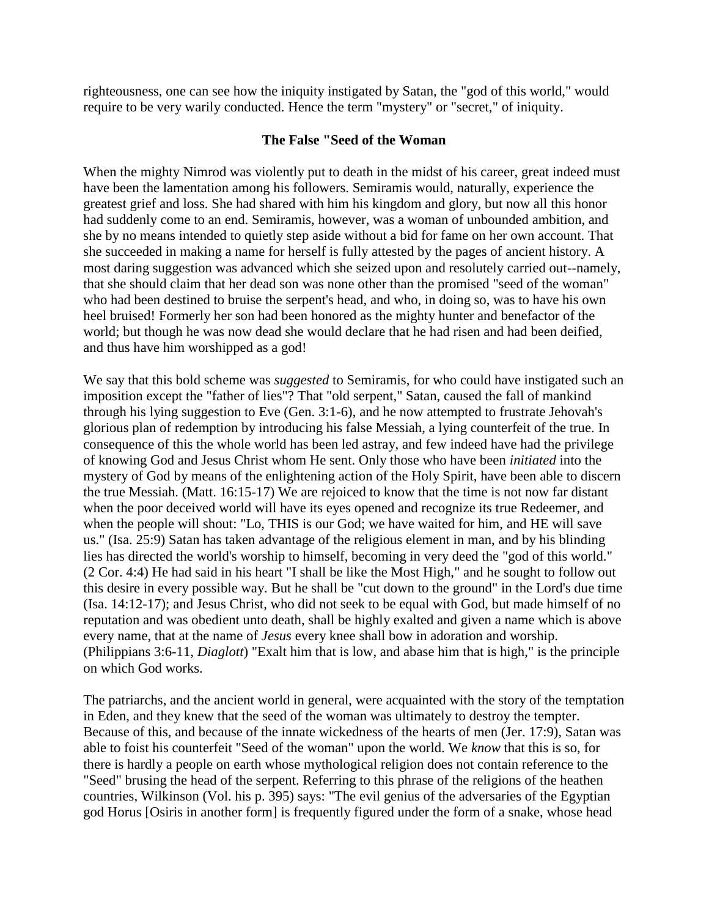righteousness, one can see how the iniquity instigated by Satan, the "god of this world," would require to be very warily conducted. Hence the term "mystery" or "secret," of iniquity.

### The False "Seed of the Woman

When the mighty Nimrod was violently put to death in the midst of his career, great indeed must have been the lamentation among his followers. Semiramis would, naturally, experience the greatest grief and loss. She had shared with him his kingdom and glory, but now all this honor had suddenly come to an end. Semiramis, however, was a woman of unbounded ambition, and she by no means intended to quietly step aside without a bid for fame on her own account. That she succeeded in making a name for herself is fully attested by the pages of ancient history. A most daring suggestion was advanced which she seized upon and resolutely carried out--namely, that she should claim that her dead son was none other than the promised "seed of the woman" who had been destined to bruise the serpent's head, and who, in doing so, was to have his own heel bruised! Formerly her son had been honored as the mighty hunter and benefactor of the world; but though he was now dead she would declare that he had risen and had been deified, and thus have him worshipped as a god!

We say that this bold scheme was *suggested* to Semiramis, for who could have instigated such an imposition except the "father of lies"? That "old serpent," Satan, caused the fall of mankind through his lying suggestion to Eve (Gen. 3:1-6), and he now attempted to frustrate Jehovah's glorious plan of redemption by introducing his false Messiah, a lying counterfeit of the true. In consequence of this the whole world has been led astray, and few indeed have had the privilege of knowing God and Jesus Christ whom He sent. Only those who have been *initiated* into the mystery of God by means of the enlightening action of the Holy Spirit, have been able to discern the true Messiah. (Matt. 16:15-17) We are rejoiced to know that the time is not now far distant when the poor deceived world will have its eyes opened and recognize its true Redeemer, and when the people will shout: "Lo, THIS is our God; we have waited for him, and HE will save us." (Isa. 25:9) Satan has taken advantage of the religious element in man, and by his blinding lies has directed the world's worship to himself, becoming in very deed the "god of this world." (2 Cor. 4:4) He had said in his heart "I shall be like the Most High," and he sought to follow out this desire in every possible way. But he shall be "cut down to the ground" in the Lord's due time (Isa. 14:12-17); and Jesus Christ, who did not seek to be equal with God, but made himself of no reputation and was obedient unto death, shall be highly exalted and given a name which is above every name, that at the name of *Jesus* every knee shall bow in adoration and worship. (Philippians 3:6-11, *Diaglott*) "Exalt him that is low, and abase him that is high," is the principle on which God works.

The patriarchs, and the ancient world in general, were acquainted with the story of the temptation in Eden, and they knew that the seed of the woman was ultimately to destroy the tempter. Because of this, and because of the innate wickedness of the hearts of men (Jer. 17:9), Satan was able to foist his counterfeit "Seed of the woman" upon the world. We *know* that this is so, for there is hardly a people on earth whose mythological religion does not contain reference to the "Seed" brusing the head of the serpent. Referring to this phrase of the religions of the heathen countries, Wilkinson (Vol. his p. 395) says: "The evil genius of the adversaries of the Egyptian god Horus [Osiris in another form] is frequently figured under the form of a snake, whose head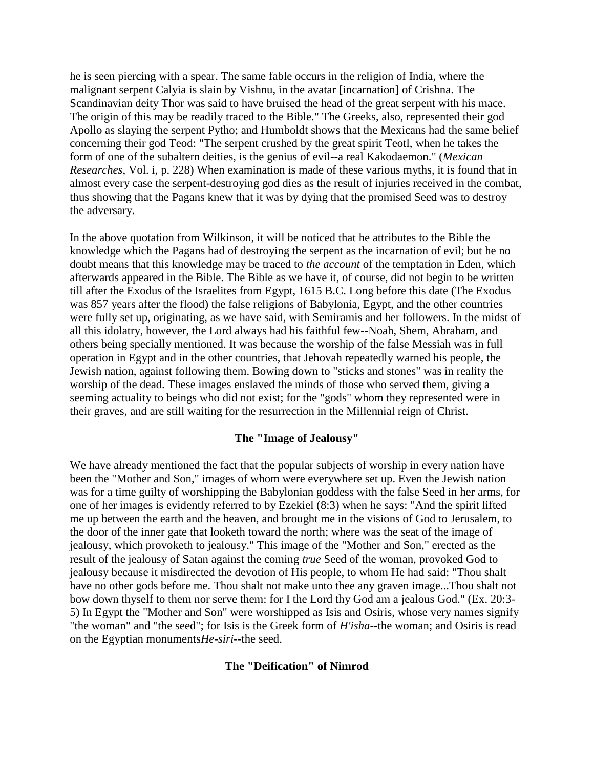he is seen piercing with a spear. The same fable occurs in the religion of India, where the malignant serpent Calyia is slain by Vishnu, in the avatar [incarnation] of Crishna. The Scandinavian deity Thor was said to have bruised the head of the great serpent with his mace. The origin of this may be readily traced to the Bible." The Greeks, also, represented their god Apollo as slaying the serpent Pytho; and Humboldt shows that the Mexicans had the same belief concerning their god Teod: "The serpent crushed by the great spirit Teotl, when he takes the form of one of the subaltern deities, is the genius of evil--a real Kakodaemon." (*Mexican Researches*, Vol. i, p. 228) When examination is made of these various myths, it is found that in almost every case the serpent-destroying god dies as the result of injuries received in the combat, thus showing that the Pagans knew that it was by dying that the promised Seed was to destroy the adversary.

In the above quotation from Wilkinson, it will be noticed that he attributes to the Bible the knowledge which the Pagans had of destroying the serpent as the incarnation of evil; but he no doubt means that this knowledge may be traced to *the account* of the temptation in Eden, which afterwards appeared in the Bible. The Bible as we have it, of course, did not begin to be written till after the Exodus of the Israelites from Egypt, 1615 B.C. Long before this date (The Exodus was 857 years after the flood) the false religions of Babylonia, Egypt, and the other countries were fully set up, originating, as we have said, with Semiramis and her followers. In the midst of all this idolatry, however, the Lord always had his faithful few--Noah, Shem, Abraham, and others being specially mentioned. It was because the worship of the false Messiah was in full operation in Egypt and in the other countries, that Jehovah repeatedly warned his people, the Jewish nation, against following them. Bowing down to "sticks and stones" was in reality the worship of the dead. These images enslaved the minds of those who served them, giving a seeming actuality to beings who did not exist; for the "gods" whom they represented were in their graves, and are still waiting for the resurrection in the Millennial reign of Christ.

### The "Image of Jealousy"

We have already mentioned the fact that the popular subjects of worship in every nation have been the "Mother and Son," images of whom were everywhere set up. Even the Jewish nation was for a time guilty of worshipping the Babylonian goddess with the false Seed in her arms, for one of her images is evidently referred to by Ezekiel (8:3) when he says: "And the spirit lifted me up between the earth and the heaven, and brought me in the visions of God to Jerusalem, to the door of the inner gate that looketh toward the north; where was the seat of the image of jealousy, which provoketh to jealousy." This image of the "Mother and Son," erected as the result of the jealousy of Satan against the coming *true* Seed of the woman, provoked God to jealousy because it misdirected the devotion of His people, to whom He had said: "Thou shalt have no other gods before me. Thou shalt not make unto thee any graven image...Thou shalt not bow down thyself to them nor serve them: for I the Lord thy God am a jealous God." (Ex. 20:3-5) In Egypt the "Mother and Son" were worshipped as Isis and Osiris, whose very names signify "the woman" and "the seed"; for Isis is the Greek form of *H'isha*--the woman; and Osiris is read on the Egyptian monuments*He-siri*--the seed.

### The "Deification" of Nimrod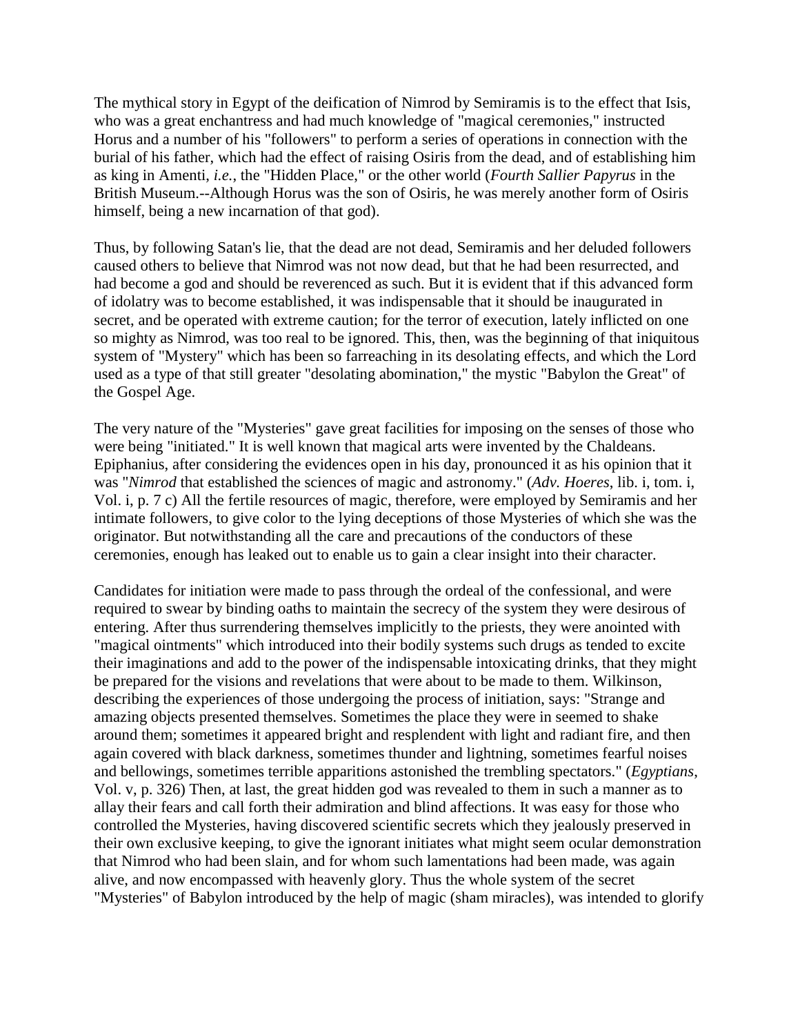The mythical story in Egypt of the deification of Nimrod by Semiramis is to the effect that Isis, who was a great enchantress and had much knowledge of "magical ceremonies," instructed Horus and a number of his "followers" to perform a series of operations in connection with the burial of his father, which had the effect of raising Osiris from the dead, and of establishing him as king in Amenti, *i.e.*, the "Hidden Place," or the other world (*Fourth Sallier Papyrus* in the British Museum.--Although Horus was the son of Osiris, he was merely another form of Osiris himself, being a new incarnation of that god).

Thus, by following Satan's lie, that the dead are not dead, Semiramis and her deluded followers caused others to believe that Nimrod was not now dead, but that he had been resurrected, and had become a god and should be reverenced as such. But it is evident that if this advanced form of idolatry was to become established, it was indispensable that it should be inaugurated in secret, and be operated with extreme caution; for the terror of execution, lately inflicted on one so mighty as Nimrod, was too real to be ignored. This, then, was the beginning of that iniquitous system of "Mystery" which has been so farreaching in its desolating effects, and which the Lord used as a type of that still greater "desolating abomination," the mystic "Babylon the Great" of the Gospel Age.

The very nature of the "Mysteries" gave great facilities for imposing on the senses of those who were being "initiated." It is well known that magical arts were invented by the Chaldeans. Epiphanius, after considering the evidences open in his day, pronounced it as his opinion that it was "*Nimrod* that established the sciences of magic and astronomy." (*Adv. Hoeres*, lib. i, tom. i, Vol. i, p. 7 c) All the fertile resources of magic, therefore, were employed by Semiramis and her intimate followers, to give color to the lying deceptions of those Mysteries of which she was the originator. But notwithstanding all the care and precautions of the conductors of these ceremonies, enough has leaked out to enable us to gain a clear insight into their character.

Candidates for initiation were made to pass through the ordeal of the confessional, and were required to swear by binding oaths to maintain the secrecy of the system they were desirous of entering. After thus surrendering themselves implicitly to the priests, they were anointed with "magical ointments" which introduced into their bodily systems such drugs as tended to excite their imaginations and add to the power of the indispensable intoxicating drinks, that they might be prepared for the visions and revelations that were about to be made to them. Wilkinson, describing the experiences of those undergoing the process of initiation, says: "Strange and amazing objects presented themselves. Sometimes the place they were in seemed to shake around them; sometimes it appeared bright and resplendent with light and radiant fire, and then again covered with black darkness, sometimes thunder and lightning, sometimes fearful noises and bellowings, sometimes terrible apparitions astonished the trembling spectators." (*Egyptians*, Vol. v, p. 326) Then, at last, the great hidden god was revealed to them in such a manner as to allay their fears and call forth their admiration and blind affections. It was easy for those who controlled the Mysteries, having discovered scientific secrets which they jealously preserved in their own exclusive keeping, to give the ignorant initiates what might seem ocular demonstration that Nimrod who had been slain, and for whom such lamentations had been made, was again alive, and now encompassed with heavenly glory. Thus the whole system of the secret "Mysteries" of Babylon introduced by the help of magic (sham miracles), was intended to glorify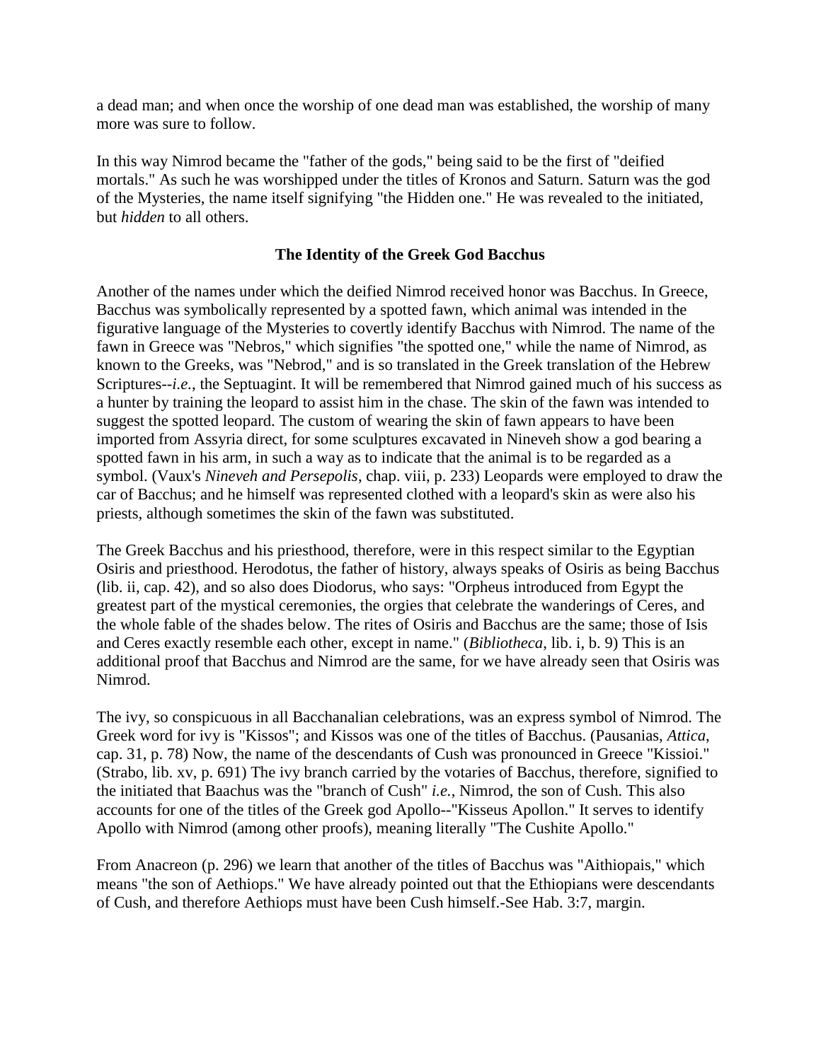a dead man; and when once the worship of one dead man was established, the worship of many more was sure to follow.

In this way Nimrod became the "father of the gods," being said to be the first of "deified mortals." As such he was worshipped under the titles of Kronos and Saturn. Saturn was the god of the Mysteries, the name itself signifying "the Hidden one." He was revealed to the initiated, but *hidden* to all others.

### The Identity of the Greek God Bacchus

Another of the names under which the deified Nimrod received honor was Bacchus. In Greece, Bacchus was symbolically represented by a spotted fawn, which animal was intended in the figurative language of the Mysteries to covertly identify Bacchus with Nimrod. The name of the fawn in Greece was "Nebros," which signifies "the spotted one," while the name of Nimrod, as known to the Greeks, was "Nebrod," and is so translated in the Greek translation of the Hebrew Scriptures--*i.e.*, the Septuagint. It will be remembered that Nimrod gained much of his success as a hunter by training the leopard to assist him in the chase. The skin of the fawn was intended to suggest the spotted leopard. The custom of wearing the skin of fawn appears to have been imported from Assyria direct, for some sculptures excavated in Nineveh show a god bearing a spotted fawn in his arm, in such a way as to indicate that the animal is to be regarded as a symbol. (Vaux's *Nineveh and Persepolis*, chap. viii, p. 233) Leopards were employed to draw the car of Bacchus; and he himself was represented clothed with a leopard's skin as were also his priests, although sometimes the skin of the fawn was substituted.

The Greek Bacchus and his priesthood, therefore, were in this respect similar to the Egyptian Osiris and priesthood. Herodotus, the father of history, always speaks of Osiris as being Bacchus (lib. ii, cap. 42), and so also does Diodorus, who says: "Orpheus introduced from Egypt the greatest part of the mystical ceremonies, the orgies that celebrate the wanderings of Ceres, and the whole fable of the shades below. The rites of Osiris and Bacchus are the same; those of Isis and Ceres exactly resemble each other, except in name." (*Bibliotheca*, lib. i, b. 9) This is an additional proof that Bacchus and Nimrod are the same, for we have already seen that Osiris was Nimrod.

The ivy, so conspicuous in all Bacchanalian celebrations, was an express symbol of Nimrod. The Greek word for ivy is "Kissos"; and Kissos was one of the titles of Bacchus. (Pausanias, *Attica*, cap. 31, p. 78) Now, the name of the descendants of Cush was pronounced in Greece "Kissioi." (Strabo, lib. xv, p. 691) The ivy branch carried by the votaries of Bacchus, therefore, signified to the initiated that Baachus was the "branch of Cush" *i.e.*, Nimrod, the son of Cush. This also accounts for one of the titles of the Greek god Apollo--"Kisseus Apollon." It serves to identify Apollo with Nimrod (among other proofs), meaning literally "The Cushite Apollo."

From Anacreon (p. 296) we learn that another of the titles of Bacchus was "Aithiopais," which means "the son of Aethiops." We have already pointed out that the Ethiopians were descendants of Cush, and therefore Aethiops must have been Cush himself.-See Hab. 3:7, margin.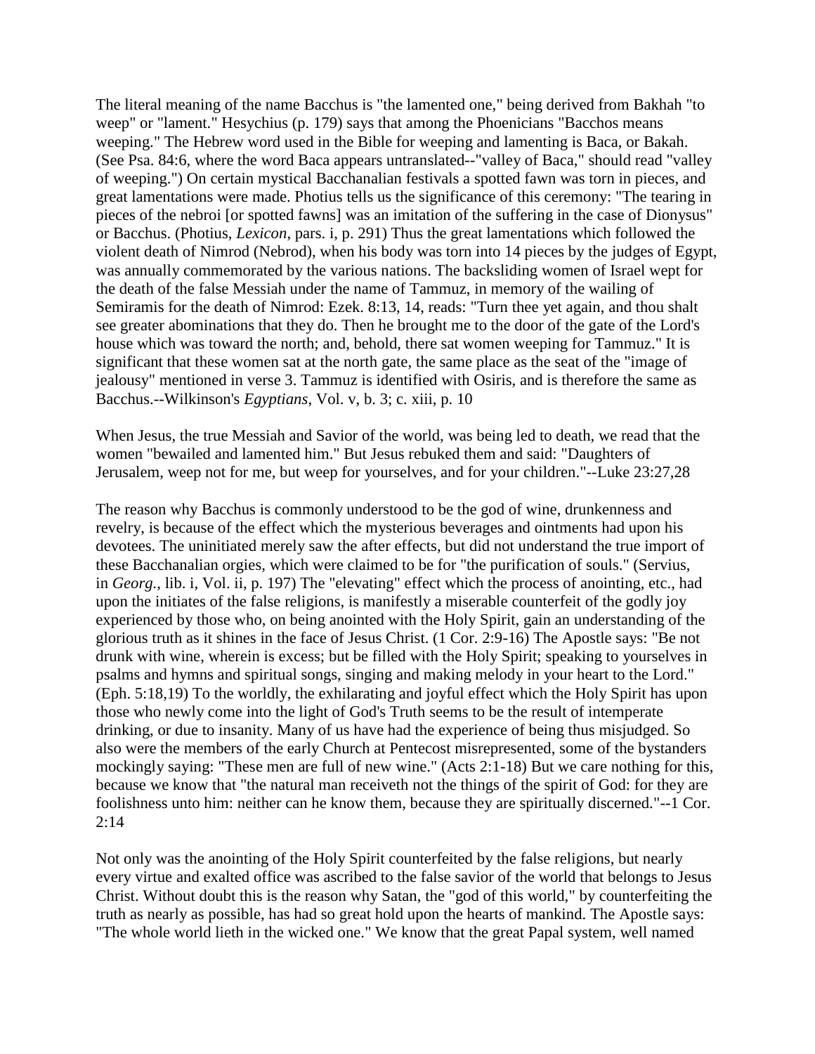The literal meaning of the name Bacchus is "the lamented one," being derived from Bakhah "to weep" or "lament." Hesychius (p. 179) says that among the Phoenicians "Bacchos means weeping." The Hebrew word used in the Bible for weeping and lamenting is Baca, or Bakah. (See Psa. 84:6, where the word Baca appears untranslated--"valley of Baca," should read "valley of weeping.") On certain mystical Bacchanalian festivals a spotted fawn was torn in pieces, and great lamentations were made. Photius tells us the significance of this ceremony: "The tearing in pieces of the nebroi [or spotted fawns] was an imitation of the suffering in the case of Dionysus" or Bacchus. (Photius, *Lexicon*, pars. i, p. 291) Thus the great lamentations which followed the violent death of Nimrod (Nebrod), when his body was torn into 14 pieces by the judges of Egypt, was annually commemorated by the various nations. The backsliding women of Israel wept for the death of the false Messiah under the name of Tammuz, in memory of the wailing of Semiramis for the death of Nimrod: Ezek. 8:13, 14, reads: "Turn thee yet again, and thou shalt see greater abominations that they do. Then he brought me to the door of the gate of the Lord's house which was toward the north; and, behold, there sat women weeping for Tammuz." It is significant that these women sat at the north gate, the same place as the seat of the "image of jealousy" mentioned in verse 3. Tammuz is identified with Osiris, and is therefore the same as Bacchus.--Wilkinson's *Egyptians*, Vol. v, b. 3; c. xiii, p. 10

When Jesus, the true Messiah and Savior of the world, was being led to death, we read that the women "bewailed and lamented him." But Jesus rebuked them and said: "Daughters of Jerusalem, weep not for me, but weep for yourselves, and for your children."--Luke 23:27,28

The reason why Bacchus is commonly understood to be the god of wine, drunkenness and revelry, is because of the effect which the mysterious beverages and ointments had upon his devotees. The uninitiated merely saw the after effects, but did not understand the true import of these Bacchanalian orgies, which were claimed to be for "the purification of souls." (Servius, in *Georg.*, lib. i, Vol. ii, p. 197) The "elevating" effect which the process of anointing, etc., had upon the initiates of the false religions, is manifestly a miserable counterfeit of the godly joy experienced by those who, on being anointed with the Holy Spirit, gain an understanding of the glorious truth as it shines in the face of Jesus Christ. (1 Cor. 2:9-16) The Apostle says: "Be not drunk with wine, wherein is excess; but be filled with the Holy Spirit; speaking to yourselves in psalms and hymns and spiritual songs, singing and making melody in your heart to the Lord." (Eph. 5:18,19) To the worldly, the exhilarating and joyful effect which the Holy Spirit has upon those who newly come into the light of God's Truth seems to be the result of intemperate drinking, or due to insanity. Many of us have had the experience of being thus misjudged. So also were the members of the early Church at Pentecost misrepresented, some of the bystanders mockingly saying: "These men are full of new wine." (Acts 2:1-18) But we care nothing for this, because we know that "the natural man receiveth not the things of the spirit of God: for they are foolishness unto him: neither can he know them, because they are spiritually discerned."--1 Cor. 2:14

Not only was the anointing of the Holy Spirit counterfeited by the false religions, but nearly every virtue and exalted office was ascribed to the false savior of the world that belongs to Jesus Christ. Without doubt this is the reason why Satan, the "god of this world," by counterfeiting the truth as nearly as possible, has had so great hold upon the hearts of mankind. The Apostle says: "The whole world lieth in the wicked one." We know that the great Papal system, well named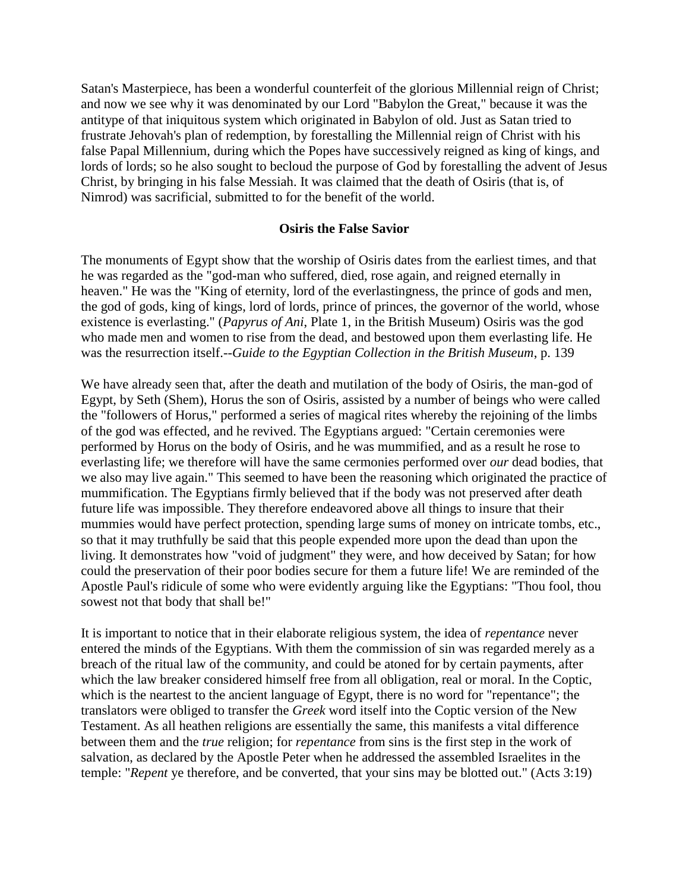Satan's Masterpiece, has been a wonderful counterfeit of the glorious Millennial reign of Christ; and now we see why it was denominated by our Lord "Babylon the Great," because it was the antitype of that iniquitous system which originated in Babylon of old. Just as Satan tried to frustrate Jehovah's plan of redemption, by forestalling the Millennial reign of Christ with his false Papal Millennium, during which the Popes have successively reigned as king of kings, and lords of lords; so he also sought to becloud the purpose of God by forestalling the advent of Jesus Christ, by bringing in his false Messiah. It was claimed that the death of Osiris (that is, of Nimrod) was sacrificial, submitted to for the benefit of the world.

**Osiris the False Savior**

The monuments of Egypt show that the worship of Osiris dates from the earliest times, and that he was regarded as the "god-man who suffered, died, rose again, and reigned eternally in heaven." He was the "King of eternity, lord of the everlastingness, the prince of gods and men, the god of gods, king of kings, lord of lords, prince of princes, the governor of the world, whose existence is everlasting." (*Papyrus of Ani*, Plate 1, in the British Museum) Osiris was the god who made men and women to rise from the dead, and bestowed upon them everlasting life. He was the resurrection itself.--*Guide to the Egyptian Collection in the British Museum*, p. 139

We have already seen that, after the death and mutilation of the body of Osiris, the man-god of Egypt, by Seth (Shem), Horus the son of Osiris, assisted by a number of beings who were called the "followers of Horus," performed a series of magical rites whereby the rejoining of the limbs of the god was effected, and he revived. The Egyptians argued: "Certain ceremonies were performed by Horus on the body of Osiris, and he was mummified, and as a result he rose to everlasting life; we therefore will have the same cermonies performed over *our* dead bodies, that we also may live again." This seemed to have been the reasoning which originated the practice of mummification. The Egyptians firmly believed that if the body was not preserved after death future life was impossible. They therefore endeavored above all things to insure that their mummies would have perfect protection, spending large sums of money on intricate tombs, etc., so that it may truthfully be said that this people expended more upon the dead than upon the living. It demonstrates how "void of judgment" they were, and how deceived by Satan; for how could the preservation of their poor bodies secure for them a future life! We are reminded of the Apostle Paul's ridicule of some who were evidently arguing like the Egyptians: "Thou fool, thou sowest not that body that shall be!"

It is important to notice that in their elaborate religious system, the idea of *repentance* never entered the minds of the Egyptians. With them the commission of sin was regarded merely as a breach of the ritual law of the community, and could be atoned for by certain payments, after which the law breaker considered himself free from all obligation, real or moral. In the Coptic, which is the neartest to the ancient language of Egypt, there is no word for "repentance"; the translators were obliged to transfer the *Greek* word itself into the Coptic version of the New Testament. As all heathen religions are essentially the same, this manifests a vital difference between them and the *true* religion; for *repentance* from sins is the first step in the work of salvation, as declared by the Apostle Peter when he addressed the assembled Israelites in the temple: "*Repent* ye therefore, and be converted, that your sins may be blotted out." (Acts 3:19)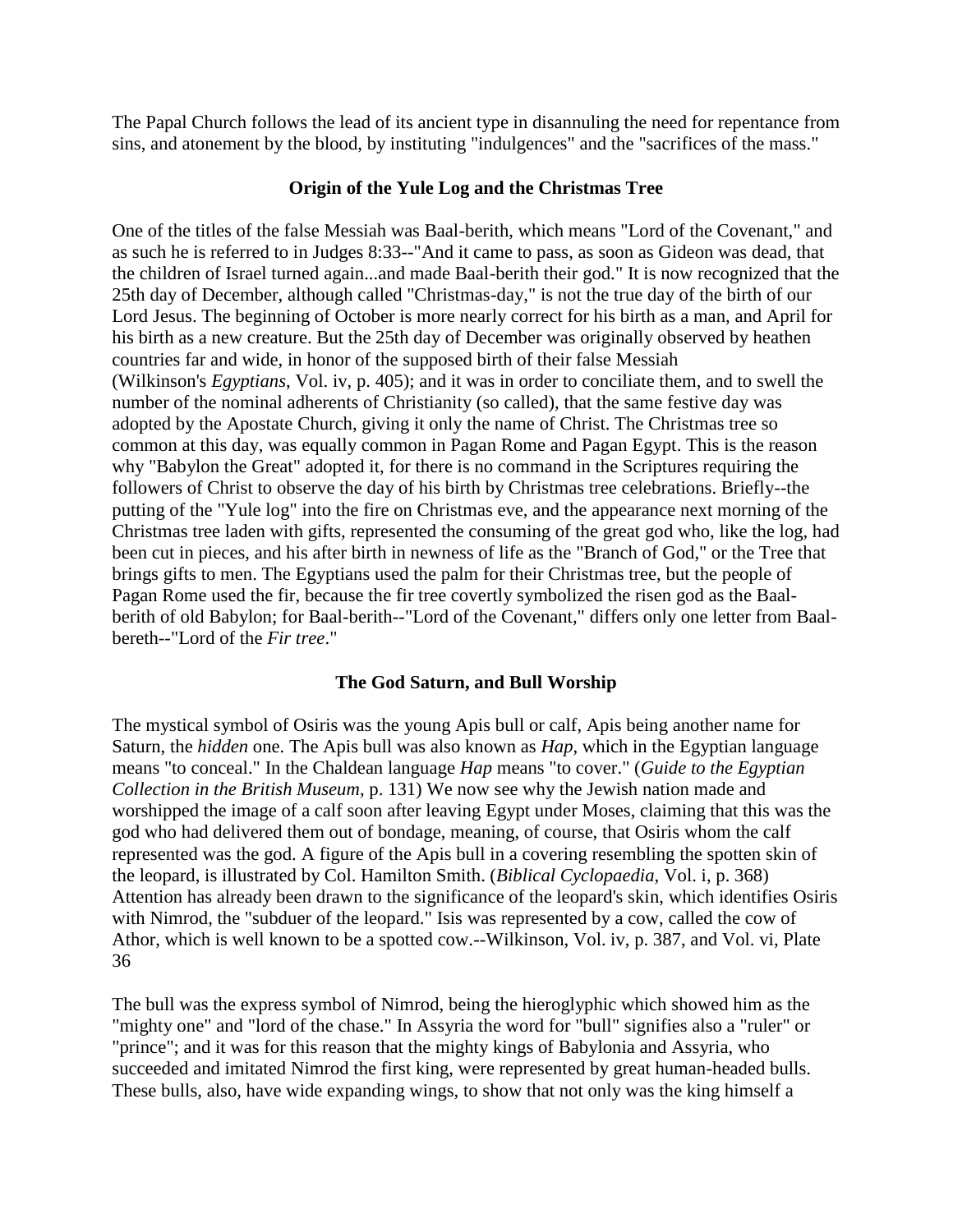The Papal Church follows the lead of its ancient type in disannuling the need for repentance from sins, and atonement by the blood, by instituting "indulgences" and the "sacrifices of the mass."

### Origin of the Yule Log and the Christmas Tree

One of the titles of the false Messiah was Baal-berith, which means "Lord of the Covenant," and as such he is referred to in Judges 8:33--"And it came to pass, as soon as Gideon was dead, that the children of Israel turned again...and made Baal-berith their god." It is now recognized that the 25th day of December, although called "Christmas-day," is not the true day of the birth of our Lord Jesus. The beginning of October is more nearly correct for his birth as a man, and April for his birth as a new creature. But the 25th day of December was originally observed by heathen countries far and wide, in honor of the supposed birth of their false Messiah (Wilkinson's *Egyptians*, Vol. iv, p. 405); and it was in order to conciliate them, and to swell the number of the nominal adherents of Christianity (so called), that the same festive day was adopted by the Apostate Church, giving it only the name of Christ. The Christmas tree so common at this day, was equally common in Pagan Rome and Pagan Egypt. This is the reason why "Babylon the Great" adopted it, for there is no command in the Scriptures requiring the followers of Christ to observe the day of his birth by Christmas tree celebrations. Briefly--the putting of the "Yule log" into the fire on Christmas eve, and the appearance next morning of the Christmas tree laden with gifts, represented the consuming of the great god who, like the log, had been cut in pieces, and his after birth in newness of life as the "Branch of God," or the Tree that brings gifts to men. The Egyptians used the palm for their Christmas tree, but the people of Pagan Rome used the fir, because the fir tree covertly symbolized the risen god as the Baal-berith of old Babylon; for Baal-berith--"Lord of the Covenant," differs only one letter from Baal-bereth--"Lord of the *Fir tree*."

### The God Saturn, and Bull Worship

The mystical symbol of Osiris was the young Apis bull or calf, Apis being another name for Saturn, the *hidden* one. The Apis bull was also known as *Hap*, which in the Egyptian language means "to conceal." In the Chaldean language *Hap* means "to cover." (*Guide to the Egyptian Collection in the British Museum*, p. 131) We now see why the Jewish nation made and worshipped the image of a calf soon after leaving Egypt under Moses, claiming that this was the god who had delivered them out of bondage, meaning, of course, that Osiris whom the calf represented was the god. A figure of the Apis bull in a covering resembling the spotten skin of the leopard, is illustrated by Col. Hamilton Smith. (*Biblical Cyclopaedia*, Vol. i, p. 368) Attention has already been drawn to the significance of the leopard's skin, which identifies Osiris with Nimrod, the "subduer of the leopard." Isis was represented by a cow, called the cow of Athor, which is well known to be a spotted cow.--Wilkinson, Vol. iv, p. 387, and Vol. vi, Plate 36

The bull was the express symbol of Nimrod, being the hieroglyphic which showed him as the "mighty one" and "lord of the chase." In Assyria the word for "bull" signifies also a "ruler" or "prince"; and it was for this reason that the mighty kings of Babylonia and Assyria, who succeeded and imitated Nimrod the first king, were represented by great human-headed bulls. These bulls, also, have wide expanding wings, to show that not only was the king himself a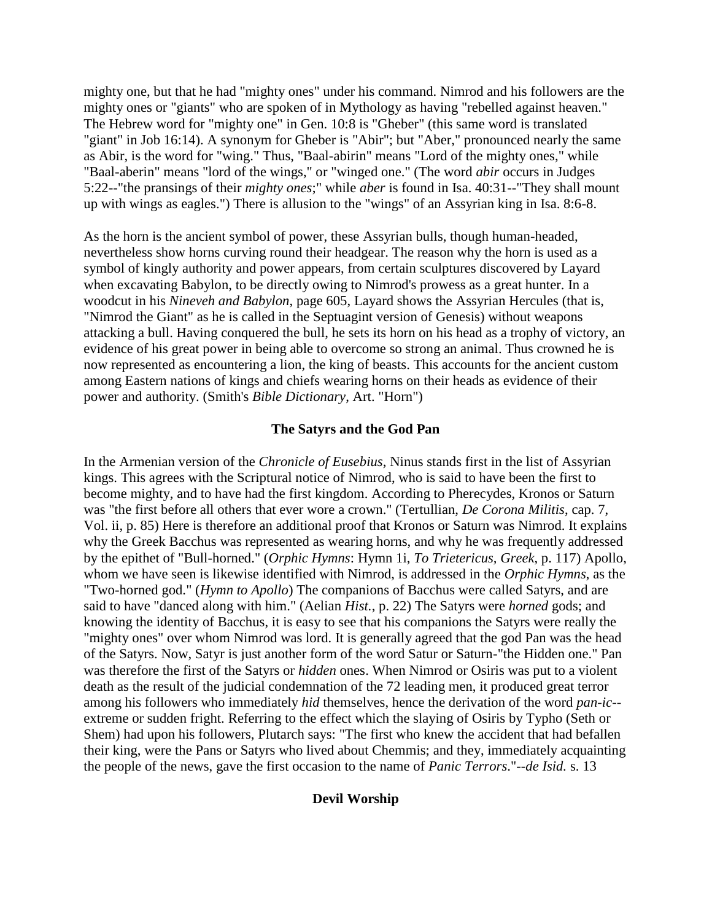mighty one, but that he had "mighty ones" under his command. Nimrod and his followers are the mighty ones or "giants" who are spoken of in Mythology as having "rebelled against heaven." The Hebrew word for "mighty one" in Gen. 10:8 is "Gheber" (this same word is translated "giant" in Job 16:14). A synonym for Gheber is "Abir"; but "Aber," pronounced nearly the same as Abir, is the word for "wing." Thus, "Baal-abirin" means "Lord of the mighty ones," while "Baal-aberin" means "lord of the wings," or "winged one." (The word *abir* occurs in Judges 5:22--"the pransings of their *mighty ones*;" while *aber* is found in Isa. 40:31--"They shall mount up with wings as eagles.") There is allusion to the "wings" of an Assyrian king in Isa. 8:6-8.

As the horn is the ancient symbol of power, these Assyrian bulls, though human-headed, nevertheless show horns curving round their headgear. The reason why the horn is used as a symbol of kingly authority and power appears, from certain sculptures discovered by Layard when excavating Babylon, to be directly owing to Nimrod's prowess as a great hunter. In a woodcut in his *Nineveh and Babylon*, page 605, Layard shows the Assyrian Hercules (that is, "Nimrod the Giant" as he is called in the Septuagint version of Genesis) without weapons attacking a bull. Having conquered the bull, he sets its horn on his head as a trophy of victory, an evidence of his great power in being able to overcome so strong an animal. Thus crowned he is now represented as encountering a lion, the king of beasts. This accounts for the ancient custom among Eastern nations of kings and chiefs wearing horns on their heads as evidence of their power and authority. (Smith's *Bible Dictionary*, Art. "Horn")

## The Satyrs and the God Pan

In the Armenian version of the *Chronicle of Eusebius*, Ninus stands first in the list of Assyrian kings. This agrees with the Scriptural notice of Nimrod, who is said to have been the first to become mighty, and to have had the first kingdom. According to Pherecydes, Kronos or Saturn was "the first before all others that ever wore a crown." (Tertullian, *De Corona Militis*, cap. 7, Vol. ii, p. 85) Here is therefore an additional proof that Kronos or Saturn was Nimrod. It explains why the Greek Bacchus was represented as wearing horns, and why he was frequently addressed by the epithet of "Bull-horned." (*Orphic Hymns*: Hymn 1i, *To Trietericus, Greek*, p. 117) Apollo, whom we have seen is likewise identified with Nimrod, is addressed in the *Orphic Hymns*, as the "Two-horned god." (*Hymn to Apollo*) The companions of Bacchus were called Satyrs, and are said to have "danced along with him." (Aelian *Hist.*, p. 22) The Satyrs were *horned* gods; and knowing the identity of Bacchus, it is easy to see that his companions the Satyrs were really the "mighty ones" over whom Nimrod was lord. It is generally agreed that the god Pan was the head of the Satyrs. Now, Satyr is just another form of the word Satur or Saturn-"the Hidden one." Pan was therefore the first of the Satyrs or *hidden* ones. When Nimrod or Osiris was put to a violent death as the result of the judicial condemnation of the 72 leading men, it produced great terror among his followers who immediately *hid* themselves, hence the derivation of the word *pan-ic*--extreme or sudden fright. Referring to the effect which the slaying of Osiris by Typho (Seth or Shem) had upon his followers, Plutarch says: "The first who knew the accident that had befallen their king, were the Pans or Satyrs who lived about Chemmis; and they, immediately acquainting the people of the news, gave the first occasion to the name of *Panic Terrors*."--*de Isid.* s. 13

## Devil Worship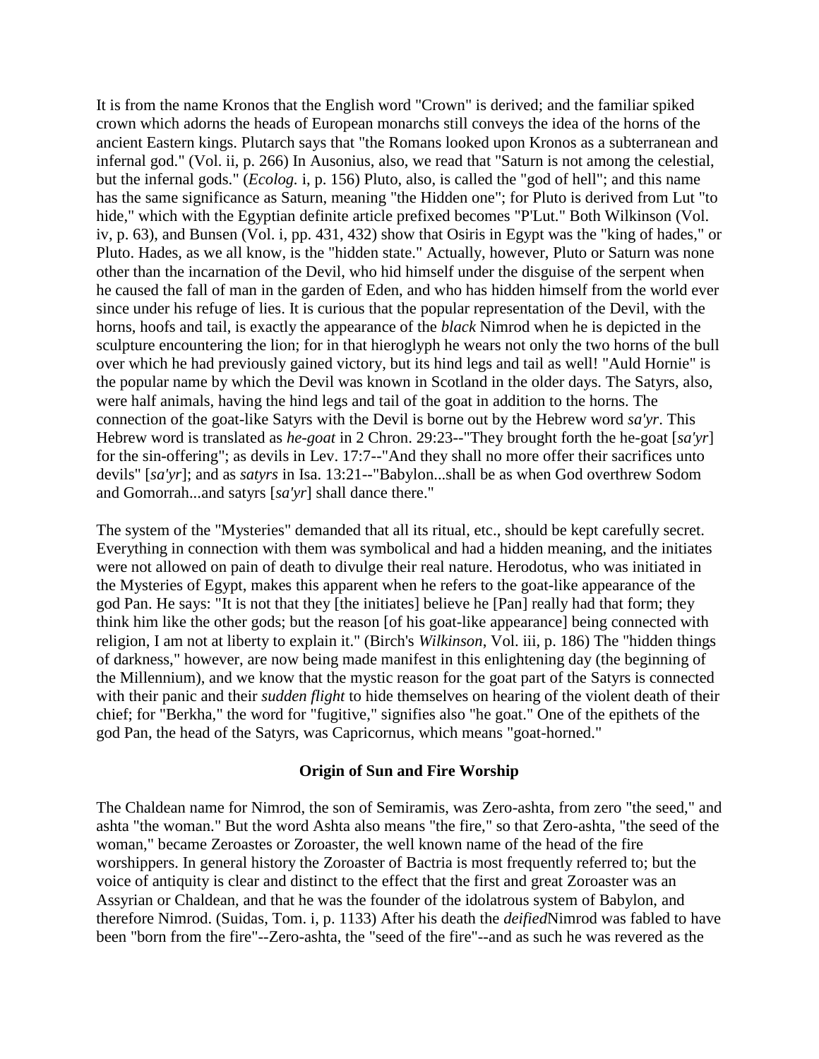It is from the name Kronos that the English word "Crown" is derived; and the familiar spiked crown which adorns the heads of European monarchs still conveys the idea of the horns of the ancient Eastern kings. Plutarch says that "the Romans looked upon Kronos as a subterranean and infernal god." (Vol. ii, p. 266) In Ausonius, also, we read that "Saturn is not among the celestial, but the infernal gods." (*Ecolog.* i, p. 156) Pluto, also, is called the "god of hell"; and this name has the same significance as Saturn, meaning "the Hidden one"; for Pluto is derived from Lut "to hide," which with the Egyptian definite article prefixed becomes "P'Lut." Both Wilkinson (Vol. iv, p. 63), and Bunsen (Vol. i, pp. 431, 432) show that Osiris in Egypt was the "king of hades," or Pluto. Hades, as we all know, is the "hidden state." Actually, however, Pluto or Saturn was none other than the incarnation of the Devil, who hid himself under the disguise of the serpent when he caused the fall of man in the garden of Eden, and who has hidden himself from the world ever since under his refuge of lies. It is curious that the popular representation of the Devil, with the horns, hoofs and tail, is exactly the appearance of the *black* Nimrod when he is depicted in the sculpture encountering the lion; for in that hieroglyph he wears not only the two horns of the bull over which he had previously gained victory, but its hind legs and tail as well! "Auld Hornie" is the popular name by which the Devil was known in Scotland in the older days. The Satyrs, also, were half animals, having the hind legs and tail of the goat in addition to the horns. The connection of the goat-like Satyrs with the Devil is borne out by the Hebrew word *sa'yr*. This Hebrew word is translated as *he-goat* in 2 Chron. 29:23--"They brought forth the he-goat [*sa'yr*] for the sin-offering"; as devils in Lev. 17:7--"And they shall no more offer their sacrifices unto devils" [*sa'yr*]; and as *satyrs* in Isa. 13:21--"Babylon...shall be as when God overthrew Sodom and Gomorrah...and satyrs [*sa'yr*] shall dance there."

The system of the "Mysteries" demanded that all its ritual, etc., should be kept carefully secret. Everything in connection with them was symbolical and had a hidden meaning, and the initiates were not allowed on pain of death to divulge their real nature. Herodotus, who was initiated in the Mysteries of Egypt, makes this apparent when he refers to the goat-like appearance of the god Pan. He says: "It is not that they [the initiates] believe he [Pan] really had that form; they think him like the other gods; but the reason [of his goat-like appearance] being connected with religion, I am not at liberty to explain it." (Birch's *Wilkinson*, Vol. iii, p. 186) The "hidden things of darkness," however, are now being made manifest in this enlightening day (the beginning of the Millennium), and we know that the mystic reason for the goat part of the Satyrs is connected with their panic and their *sudden flight* to hide themselves on hearing of the violent death of their chief; for "Berkha," the word for "fugitive," signifies also "he goat." One of the epithets of the god Pan, the head of the Satyrs, was Capricornus, which means "goat-horned."

### Origin of Sun and Fire Worship

The Chaldean name for Nimrod, the son of Semiramis, was Zero-ashta, from zero "the seed," and ashta "the woman." But the word Ashta also means "the fire," so that Zero-ashta, "the seed of the woman," became Zeroastes or Zoroaster, the well known name of the head of the fire worshippers. In general history the Zoroaster of Bactria is most frequently referred to; but the voice of antiquity is clear and distinct to the effect that the first and great Zoroaster was an Assyrian or Chaldean, and that he was the founder of the idolatrous system of Babylon, and therefore Nimrod. (Suidas, Tom. i, p. 1133) After his death the *deified*Nimrod was fabled to have been "born from the fire"--Zero-ashta, the "seed of the fire"--and as such he was revered as the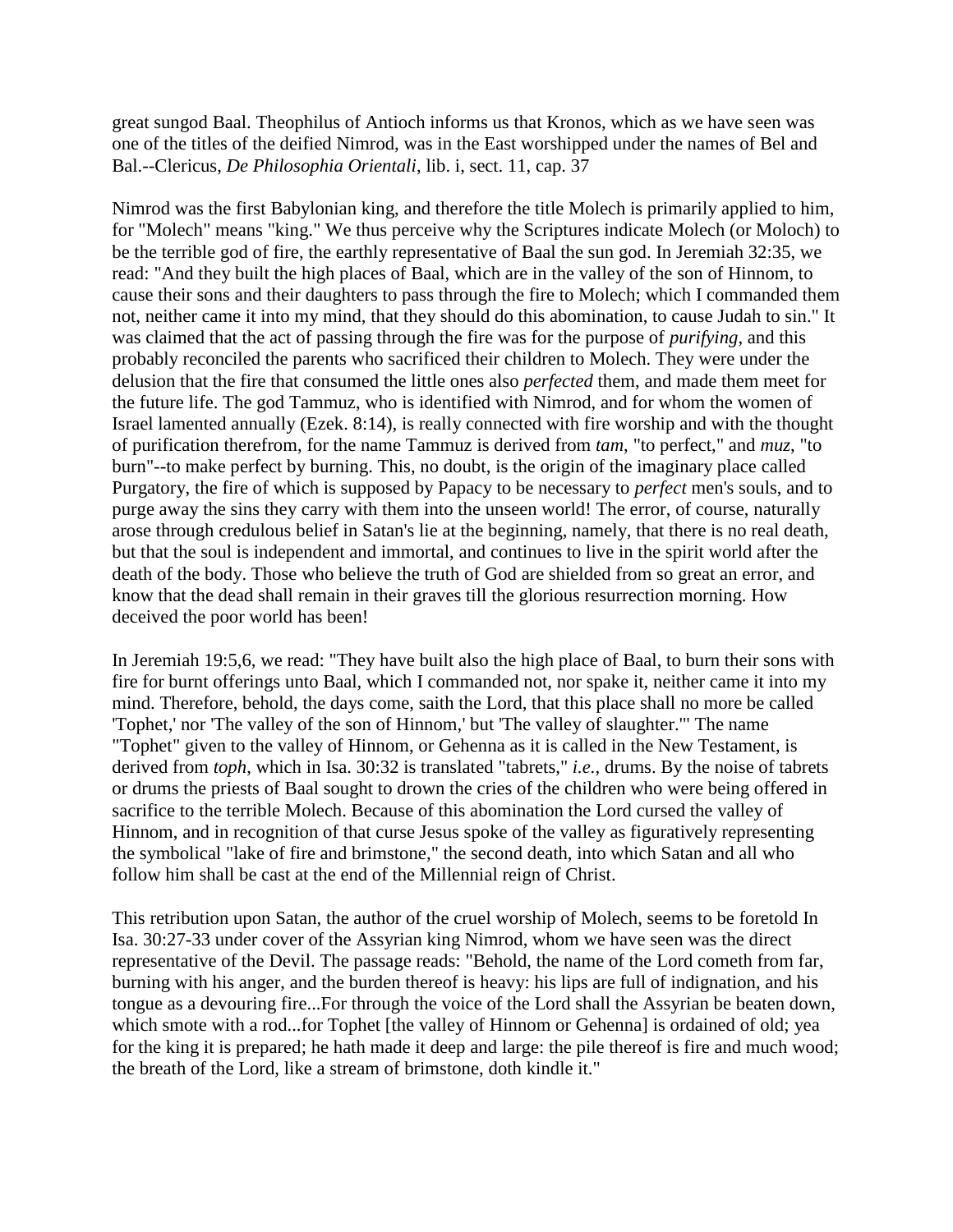great sungod Baal. Theophilus of Antioch informs us that Kronos, which as we have seen was one of the titles of the deified Nimrod, was in the East worshipped under the names of Bel and Bal.--Clericus, *De Philosophia Orientali*, lib. i, sect. 11, cap. 37

Nimrod was the first Babylonian king, and therefore the title Molech is primarily applied to him, for "Molech" means "king." We thus perceive why the Scriptures indicate Molech (or Moloch) to be the terrible god of fire, the earthly representative of Baal the sun god. In Jeremiah 32:35, we read: "And they built the high places of Baal, which are in the valley of the son of Hinnom, to cause their sons and their daughters to pass through the fire to Molech; which I commanded them not, neither came it into my mind, that they should do this abomination, to cause Judah to sin." It was claimed that the act of passing through the fire was for the purpose of *purifying*, and this probably reconciled the parents who sacrificed their children to Molech. They were under the delusion that the fire that consumed the little ones also *perfected* them, and made them meet for the future life. The god Tammuz, who is identified with Nimrod, and for whom the women of Israel lamented annually (Ezek. 8:14), is really connected with fire worship and with the thought of purification therefrom, for the name Tammuz is derived from *tam*, "to perfect," and *muz*, "to burn"--to make perfect by burning. This, no doubt, is the origin of the imaginary place called Purgatory, the fire of which is supposed by Papacy to be necessary to *perfect* men's souls, and to purge away the sins they carry with them into the unseen world! The error, of course, naturally arose through credulous belief in Satan's lie at the beginning, namely, that there is no real death, but that the soul is independent and immortal, and continues to live in the spirit world after the death of the body. Those who believe the truth of God are shielded from so great an error, and know that the dead shall remain in their graves till the glorious resurrection morning. How deceived the poor world has been!

In Jeremiah 19:5,6, we read: "They have built also the high place of Baal, to burn their sons with fire for burnt offerings unto Baal, which I commanded not, nor spake it, neither came it into my mind. Therefore, behold, the days come, saith the Lord, that this place shall no more be called 'Tophet,' nor 'The valley of the son of Hinnom,' but 'The valley of slaughter.'" The name "Tophet" given to the valley of Hinnom, or Gehenna as it is called in the New Testament, is derived from *toph*, which in Isa. 30:32 is translated "tabrets," *i.e.*, drums. By the noise of tabrets or drums the priests of Baal sought to drown the cries of the children who were being offered in sacrifice to the terrible Molech. Because of this abomination the Lord cursed the valley of Hinnom, and in recognition of that curse Jesus spoke of the valley as figuratively representing the symbolical "lake of fire and brimstone," the second death, into which Satan and all who follow him shall be cast at the end of the Millennial reign of Christ.

This retribution upon Satan, the author of the cruel worship of Molech, seems to be foretold In Isa. 30:27-33 under cover of the Assyrian king Nimrod, whom we have seen was the direct representative of the Devil. The passage reads: "Behold, the name of the Lord cometh from far, burning with his anger, and the burden thereof is heavy: his lips are full of indignation, and his tongue as a devouring fire...For through the voice of the Lord shall the Assyrian be beaten down, which smote with a rod...for Tophet [the valley of Hinnom or Gehenna] is ordained of old; yea for the king it is prepared; he hath made it deep and large: the pile thereof is fire and much wood; the breath of the Lord, like a stream of brimstone, doth kindle it."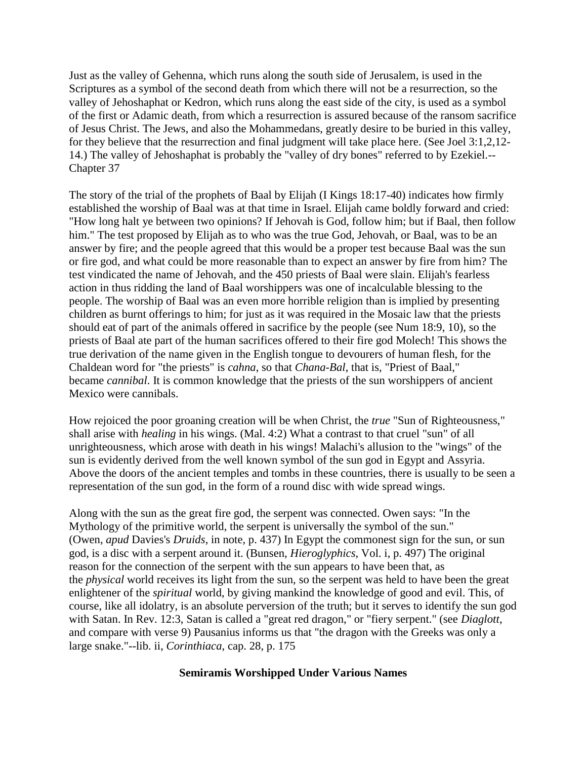Just as the valley of Gehenna, which runs along the south side of Jerusalem, is used in the Scriptures as a symbol of the second death from which there will not be a resurrection, so the valley of Jehoshaphat or Kedron, which runs along the east side of the city, is used as a symbol of the first or Adamic death, from which a resurrection is assured because of the ransom sacrifice of Jesus Christ. The Jews, and also the Mohammedans, greatly desire to be buried in this valley, for they believe that the resurrection and final judgment will take place here. (See Joel 3:1,2,12-14.) The valley of Jehoshaphat is probably the "valley of dry bones" referred to by Ezekiel.--Chapter 37

The story of the trial of the prophets of Baal by Elijah (I Kings 18:17-40) indicates how firmly established the worship of Baal was at that time in Israel. Elijah came boldly forward and cried: "How long halt ye between two opinions? If Jehovah is God, follow him; but if Baal, then follow him." The test proposed by Elijah as to who was the true God, Jehovah, or Baal, was to be an answer by fire; and the people agreed that this would be a proper test because Baal was the sun or fire god, and what could be more reasonable than to expect an answer by fire from him? The test vindicated the name of Jehovah, and the 450 priests of Baal were slain. Elijah's fearless action in thus ridding the land of Baal worshippers was one of incalculable blessing to the people. The worship of Baal was an even more horrible religion than is implied by presenting children as burnt offerings to him; for just as it was required in the Mosaic law that the priests should eat of part of the animals offered in sacrifice by the people (see Num 18:9, 10), so the priests of Baal ate part of the human sacrifices offered to their fire god Molech! This shows the true derivation of the name given in the English tongue to devourers of human flesh, for the Chaldean word for "the priests" is *cahna*, so that *Chana-Bal*, that is, "Priest of Baal," became *cannibal*. It is common knowledge that the priests of the sun worshippers of ancient Mexico were cannibals.

How rejoiced the poor groaning creation will be when Christ, the *true* "Sun of Righteousness," shall arise with *healing* in his wings. (Mal. 4:2) What a contrast to that cruel "sun" of all unrighteousness, which arose with death in his wings! Malachi's allusion to the "wings" of the sun is evidently derived from the well known symbol of the sun god in Egypt and Assyria. Above the doors of the ancient temples and tombs in these countries, there is usually to be seen a representation of the sun god, in the form of a round disc with wide spread wings.

Along with the sun as the great fire god, the serpent was connected. Owen says: "In the Mythology of the primitive world, the serpent is universally the symbol of the sun." (Owen, *apud* Davies's *Druids*, in note, p. 437) In Egypt the commonest sign for the sun, or sun god, is a disc with a serpent around it. (Bunsen, *Hieroglyphics*, Vol. i, p. 497) The original reason for the connection of the serpent with the sun appears to have been that, as the *physical* world receives its light from the sun, so the serpent was held to have been the great enlightener of the *spiritual* world, by giving mankind the knowledge of good and evil. This, of course, like all idolatry, is an absolute perversion of the truth; but it serves to identify the sun god with Satan. In Rev. 12:3, Satan is called a "great red dragon," or "fiery serpent." (see *Diaglott*, and compare with verse 9) Pausanius informs us that "the dragon with the Greeks was only a large snake."--lib. ii, *Corinthiaca*, cap. 28, p. 175

**Semiramis Worshipped Under Various Names**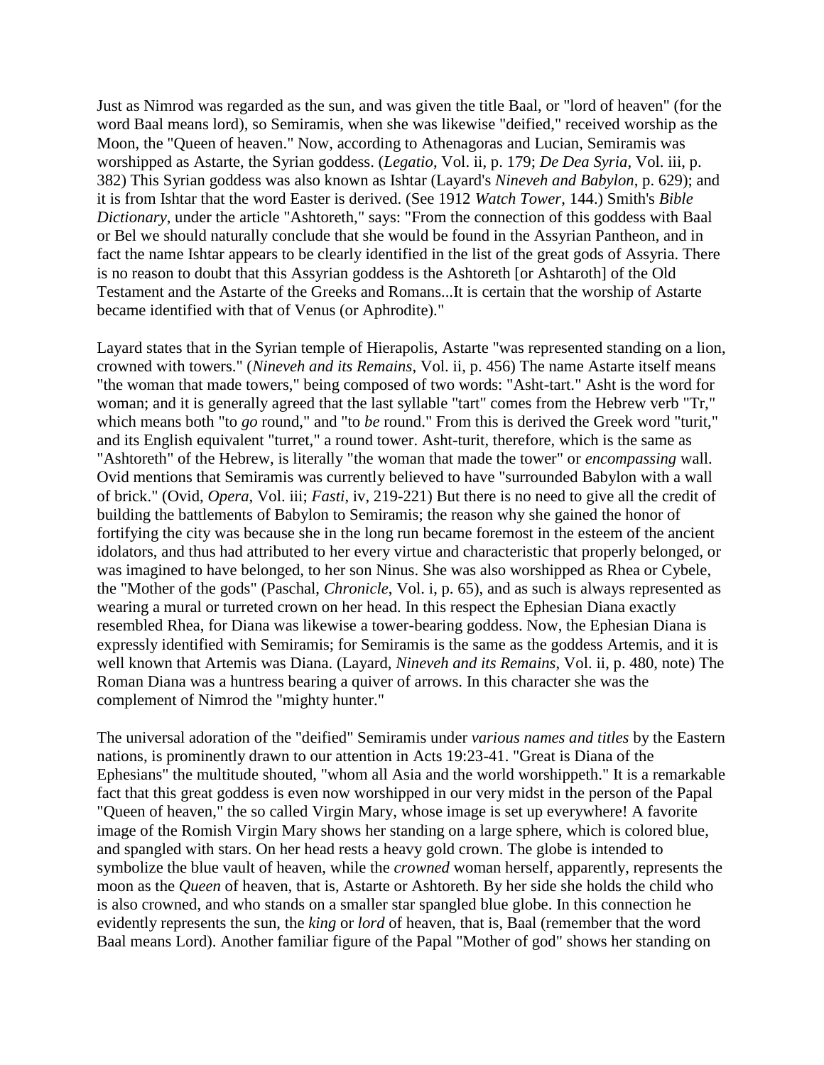Just as Nimrod was regarded as the sun, and was given the title Baal, or "lord of heaven" (for the word Baal means lord), so Semiramis, when she was likewise "deified," received worship as the Moon, the "Queen of heaven." Now, according to Athenagoras and Lucian, Semiramis was worshipped as Astarte, the Syrian goddess. (*Legatio*, Vol. ii, p. 179; *De Dea Syria*, Vol. iii, p. 382) This Syrian goddess was also known as Ishtar (Layard's *Nineveh and Babylon*, p. 629); and it is from Ishtar that the word Easter is derived. (See 1912 *Watch Tower*, 144.) Smith's *Bible Dictionary*, under the article "Ashtoreth," says: "From the connection of this goddess with Baal or Bel we should naturally conclude that she would be found in the Assyrian Pantheon, and in fact the name Ishtar appears to be clearly identified in the list of the great gods of Assyria. There is no reason to doubt that this Assyrian goddess is the Ashtoreth [or Ashtaroth] of the Old Testament and the Astarte of the Greeks and Romans...It is certain that the worship of Astarte became identified with that of Venus (or Aphrodite)."

Layard states that in the Syrian temple of Hierapolis, Astarte "was represented standing on a lion, crowned with towers." (*Nineveh and its Remains*, Vol. ii, p. 456) The name Astarte itself means "the woman that made towers," being composed of two words: "Asht-tart." Asht is the word for woman; and it is generally agreed that the last syllable "tart" comes from the Hebrew verb "Tr," which means both "to *go* round," and "to *be* round." From this is derived the Greek word "turit," and its English equivalent "turret," a round tower. Asht-turit, therefore, which is the same as "Ashtoreth" of the Hebrew, is literally "the woman that made the tower" or *encompassing* wall. Ovid mentions that Semiramis was currently believed to have "surrounded Babylon with a wall of brick." (Ovid, *Opera*, Vol. iii; *Fasti*, iv, 219-221) But there is no need to give all the credit of building the battlements of Babylon to Semiramis; the reason why she gained the honor of fortifying the city was because she in the long run became foremost in the esteem of the ancient idolators, and thus had attributed to her every virtue and characteristic that properly belonged, or was imagined to have belonged, to her son Ninus. She was also worshipped as Rhea or Cybele, the "Mother of the gods" (Paschal, *Chronicle*, Vol. i, p. 65), and as such is always represented as wearing a mural or turreted crown on her head. In this respect the Ephesian Diana exactly resembled Rhea, for Diana was likewise a tower-bearing goddess. Now, the Ephesian Diana is expressly identified with Semiramis; for Semiramis is the same as the goddess Artemis, and it is well known that Artemis was Diana. (Layard, *Nineveh and its Remains*, Vol. ii, p. 480, note) The Roman Diana was a huntress bearing a quiver of arrows. In this character she was the complement of Nimrod the "mighty hunter."

The universal adoration of the "deified" Semiramis under *various names and titles* by the Eastern nations, is prominently drawn to our attention in Acts 19:23-41. "Great is Diana of the Ephesians" the multitude shouted, "whom all Asia and the world worshippeth." It is a remarkable fact that this great goddess is even now worshipped in our very midst in the person of the Papal "Queen of heaven," the so called Virgin Mary, whose image is set up everywhere! A favorite image of the Romish Virgin Mary shows her standing on a large sphere, which is colored blue, and spangled with stars. On her head rests a heavy gold crown. The globe is intended to symbolize the blue vault of heaven, while the *crowned* woman herself, apparently, represents the moon as the *Queen* of heaven, that is, Astarte or Ashtoreth. By her side she holds the child who is also crowned, and who stands on a smaller star spangled blue globe. In this connection he evidently represents the sun, the *king* or *lord* of heaven, that is, Baal (remember that the word Baal means Lord). Another familiar figure of the Papal "Mother of god" shows her standing on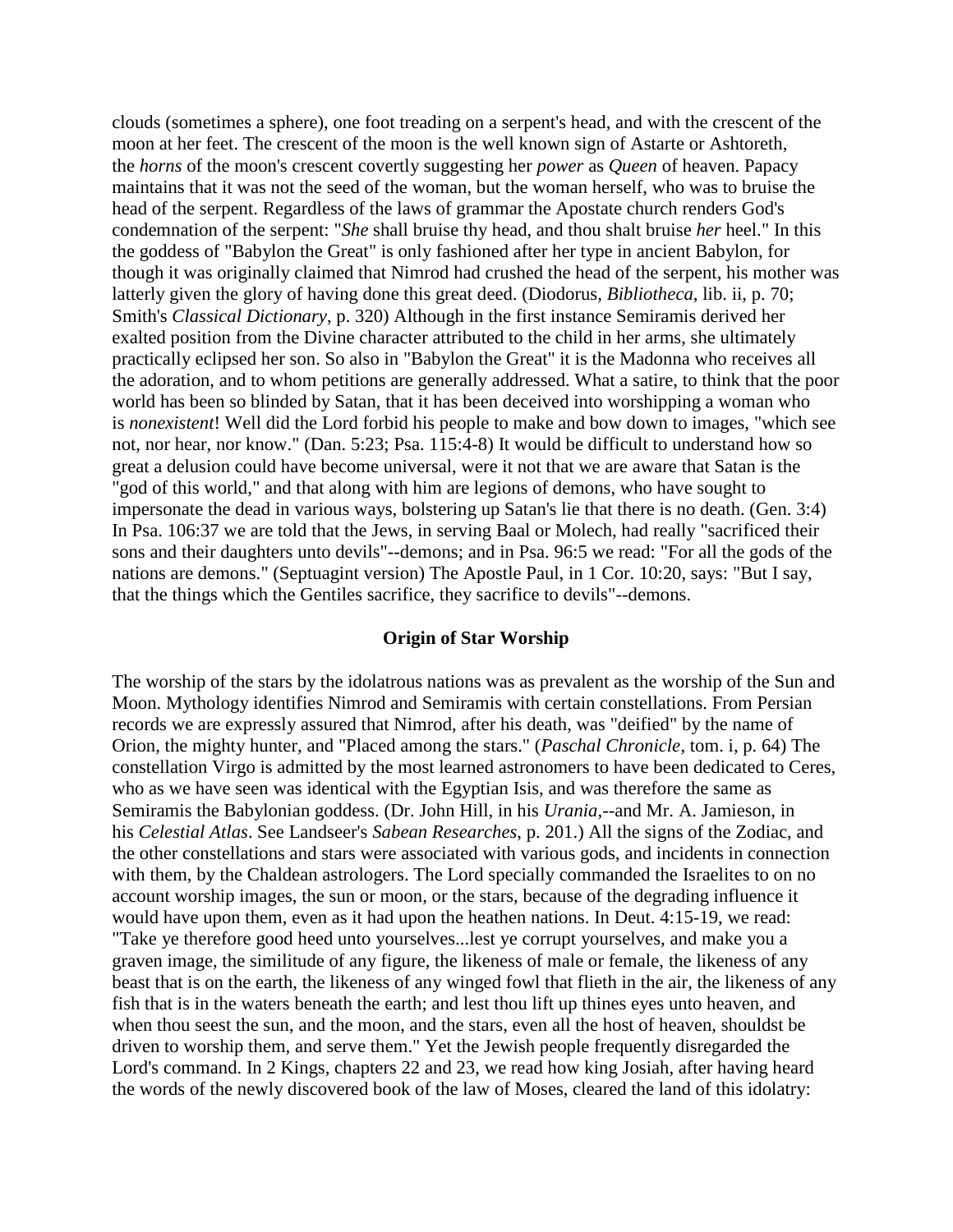clouds (sometimes a sphere), one foot treading on a serpent's head, and with the crescent of the moon at her feet. The crescent of the moon is the well known sign of Astarte or Ashtoreth, the *horns* of the moon's crescent covertly suggesting her *power* as *Queen* of heaven. Papacy maintains that it was not the seed of the woman, but the woman herself, who was to bruise the head of the serpent. Regardless of the laws of grammar the Apostate church renders God's condemnation of the serpent: "*She* shall bruise thy head, and thou shalt bruise *her* heel." In this the goddess of "Babylon the Great" is only fashioned after her type in ancient Babylon, for though it was originally claimed that Nimrod had crushed the head of the serpent, his mother was latterly given the glory of having done this great deed. (Diodorus, *Bibliotheca*, lib. ii, p. 70; Smith's *Classical Dictionary*, p. 320) Although in the first instance Semiramis derived her exalted position from the Divine character attributed to the child in her arms, she ultimately practically eclipsed her son. So also in "Babylon the Great" it is the Madonna who receives all the adoration, and to whom petitions are generally addressed. What a satire, to think that the poor world has been so blinded by Satan, that it has been deceived into worshipping a woman who is *nonexistent*! Well did the Lord forbid his people to make and bow down to images, "which see not, nor hear, nor know." (Dan. 5:23; Psa. 115:4-8) It would be difficult to understand how so great a delusion could have become universal, were it not that we are aware that Satan is the "god of this world," and that along with him are legions of demons, who have sought to impersonate the dead in various ways, bolstering up Satan's lie that there is no death. (Gen. 3:4) In Psa. 106:37 we are told that the Jews, in serving Baal or Molech, had really "sacrificed their sons and their daughters unto devils"--demons; and in Psa. 96:5 we read: "For all the gods of the nations are demons." (Septuagint version) The Apostle Paul, in 1 Cor. 10:20, says: "But I say, that the things which the Gentiles sacrifice, they sacrifice to devils"--demons.

### Origin of Star Worship

The worship of the stars by the idolatrous nations was as prevalent as the worship of the Sun and Moon. Mythology identifies Nimrod and Semiramis with certain constellations. From Persian records we are expressly assured that Nimrod, after his death, was "deified" by the name of Orion, the mighty hunter, and "Placed among the stars." (*Paschal Chronicle*, tom. i, p. 64) The constellation Virgo is admitted by the most learned astronomers to have been dedicated to Ceres, who as we have seen was identical with the Egyptian Isis, and was therefore the same as Semiramis the Babylonian goddess. (Dr. John Hill, in his *Urania*,--and Mr. A. Jamieson, in his *Celestial Atlas*. See Landseer's *Sabean Researches*, p. 201.) All the signs of the Zodiac, and the other constellations and stars were associated with various gods, and incidents in connection with them, by the Chaldean astrologers. The Lord specially commanded the Israelites to on no account worship images, the sun or moon, or the stars, because of the degrading influence it would have upon them, even as it had upon the heathen nations. In Deut. 4:15-19, we read: "Take ye therefore good heed unto yourselves...lest ye corrupt yourselves, and make you a graven image, the similitude of any figure, the likeness of male or female, the likeness of any beast that is on the earth, the likeness of any winged fowl that flieth in the air, the likeness of any fish that is in the waters beneath the earth; and lest thou lift up thines eyes unto heaven, and when thou seest the sun, and the moon, and the stars, even all the host of heaven, shouldst be driven to worship them, and serve them." Yet the Jewish people frequently disregarded the Lord's command. In 2 Kings, chapters 22 and 23, we read how king Josiah, after having heard the words of the newly discovered book of the law of Moses, cleared the land of this idolatry: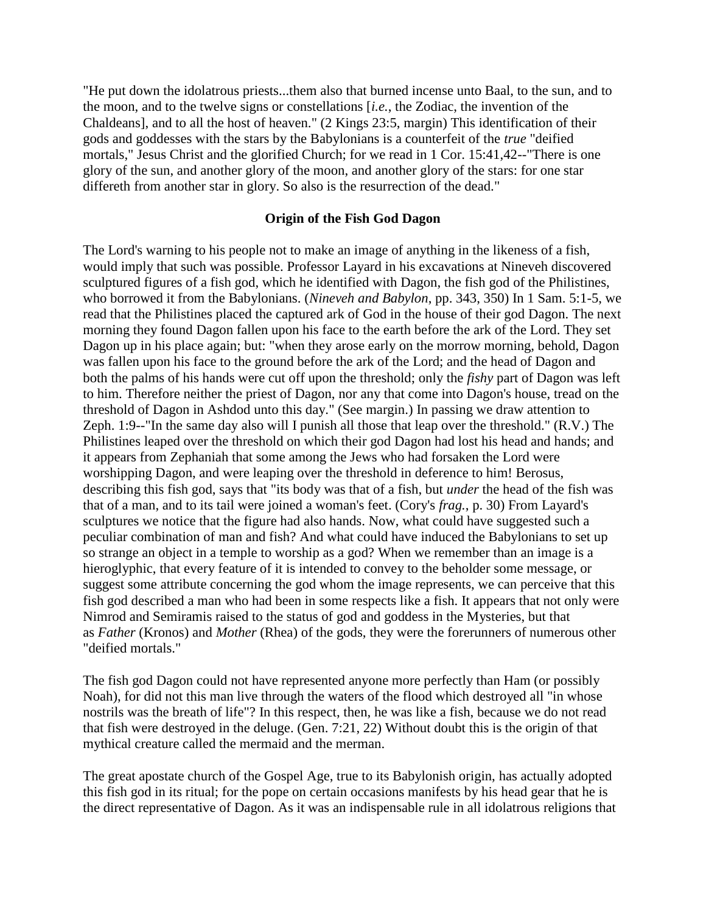"He put down the idolatrous priests...them also that burned incense unto Baal, to the sun, and to the moon, and to the twelve signs or constellations [*i.e.*, the Zodiac, the invention of the Chaldeans], and to all the host of heaven." (2 Kings 23:5, margin) This identification of their gods and goddesses with the stars by the Babylonians is a counterfeit of the *true* "deified mortals," Jesus Christ and the glorified Church; for we read in 1 Cor. 15:41,42--"There is one glory of the sun, and another glory of the moon, and another glory of the stars: for one star differeth from another star in glory. So also is the resurrection of the dead."

**Origin of the Fish God Dagon**

The Lord's warning to his people not to make an image of anything in the likeness of a fish, would imply that such was possible. Professor Layard in his excavations at Nineveh discovered sculptured figures of a fish god, which he identified with Dagon, the fish god of the Philistines, who borrowed it from the Babylonians. (*Nineveh and Babylon*, pp. 343, 350) In 1 Sam. 5:1-5, we read that the Philistines placed the captured ark of God in the house of their god Dagon. The next morning they found Dagon fallen upon his face to the earth before the ark of the Lord. They set Dagon up in his place again; but: "when they arose early on the morrow morning, behold, Dagon was fallen upon his face to the ground before the ark of the Lord; and the head of Dagon and both the palms of his hands were cut off upon the threshold; only the *fishy* part of Dagon was left to him. Therefore neither the priest of Dagon, nor any that come into Dagon's house, tread on the threshold of Dagon in Ashdod unto this day." (See margin.) In passing we draw attention to Zeph. 1:9--"In the same day also will I punish all those that leap over the threshold." (R.V.) The Philistines leaped over the threshold on which their god Dagon had lost his head and hands; and it appears from Zephaniah that some among the Jews who had forsaken the Lord were worshipping Dagon, and were leaping over the threshold in deference to him! Berosus, describing this fish god, says that "its body was that of a fish, but *under* the head of the fish was that of a man, and to its tail were joined a woman's feet. (Cory's *frag.*, p. 30) From Layard's sculptures we notice that the figure had also hands. Now, what could have suggested such a peculiar combination of man and fish? And what could have induced the Babylonians to set up so strange an object in a temple to worship as a god? When we remember than an image is a hieroglyphic, that every feature of it is intended to convey to the beholder some message, or suggest some attribute concerning the god whom the image represents, we can perceive that this fish god described a man who had been in some respects like a fish. It appears that not only were Nimrod and Semiramis raised to the status of god and goddess in the Mysteries, but that as *Father* (Kronos) and *Mother* (Rhea) of the gods, they were the forerunners of numerous other "deified mortals."

The fish god Dagon could not have represented anyone more perfectly than Ham (or possibly Noah), for did not this man live through the waters of the flood which destroyed all "in whose nostrils was the breath of life"? In this respect, then, he was like a fish, because we do not read that fish were destroyed in the deluge. (Gen. 7:21, 22) Without doubt this is the origin of that mythical creature called the mermaid and the merman.

The great apostate church of the Gospel Age, true to its Babylonish origin, has actually adopted this fish god in its ritual; for the pope on certain occasions manifests by his head gear that he is the direct representative of Dagon. As it was an indispensable rule in all idolatrous religions that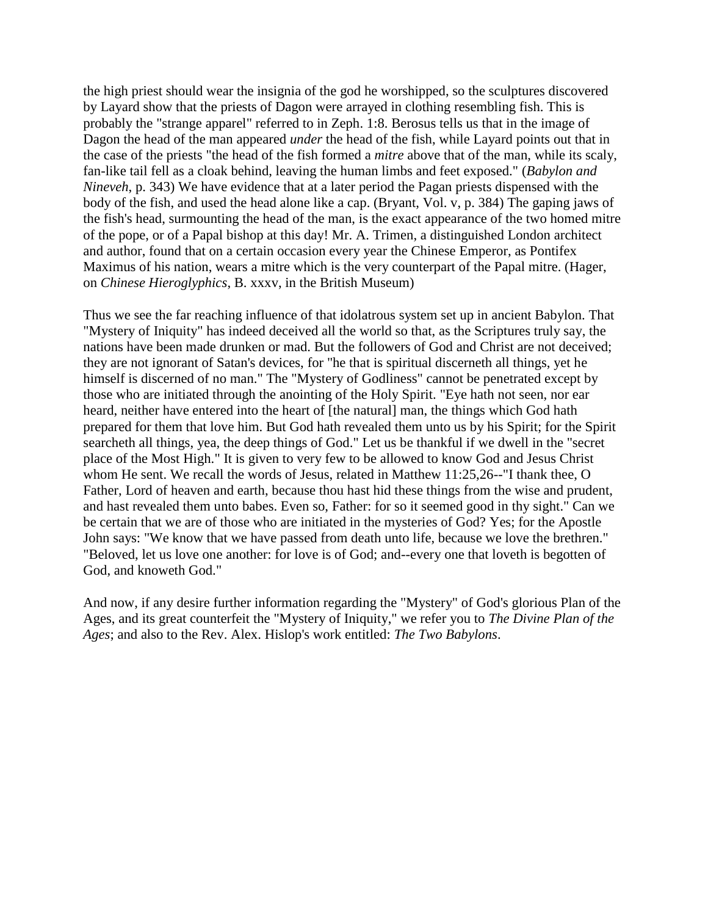the high priest should wear the insignia of the god he worshipped, so the sculptures discovered by Layard show that the priests of Dagon were arrayed in clothing resembling fish. This is probably the "strange apparel" referred to in Zeph. 1:8. Berosus tells us that in the image of Dagon the head of the man appeared *under* the head of the fish, while Layard points out that in the case of the priests "the head of the fish formed a *mitre* above that of the man, while its scaly, fan-like tail fell as a cloak behind, leaving the human limbs and feet exposed." (*Babylon and Nineveh*, p. 343) We have evidence that at a later period the Pagan priests dispensed with the body of the fish, and used the head alone like a cap. (Bryant, Vol. v, p. 384) The gaping jaws of the fish's head, surmounting the head of the man, is the exact appearance of the two homed mitre of the pope, or of a Papal bishop at this day! Mr. A. Trimen, a distinguished London architect and author, found that on a certain occasion every year the Chinese Emperor, as Pontifex Maximus of his nation, wears a mitre which is the very counterpart of the Papal mitre. (Hager, on *Chinese Hieroglyphics*, B. xxxv, in the British Museum)

Thus we see the far reaching influence of that idolatrous system set up in ancient Babylon. That "Mystery of Iniquity" has indeed deceived all the world so that, as the Scriptures truly say, the nations have been made drunken or mad. But the followers of God and Christ are not deceived; they are not ignorant of Satan's devices, for "he that is spiritual discerneth all things, yet he himself is discerned of no man." The "Mystery of Godliness" cannot be penetrated except by those who are initiated through the anointing of the Holy Spirit. "Eye hath not seen, nor ear heard, neither have entered into the heart of [the natural] man, the things which God hath prepared for them that love him. But God hath revealed them unto us by his Spirit; for the Spirit searcheth all things, yea, the deep things of God." Let us be thankful if we dwell in the "secret place of the Most High." It is given to very few to be allowed to know God and Jesus Christ whom He sent. We recall the words of Jesus, related in Matthew 11:25,26--"I thank thee, O Father, Lord of heaven and earth, because thou hast hid these things from the wise and prudent, and hast revealed them unto babes. Even so, Father: for so it seemed good in thy sight." Can we be certain that we are of those who are initiated in the mysteries of God? Yes; for the Apostle John says: "We know that we have passed from death unto life, because we love the brethren." "Beloved, let us love one another: for love is of God; and--every one that loveth is begotten of God, and knoweth God."

And now, if any desire further information regarding the "Mystery" of God's glorious Plan of the Ages, and its great counterfeit the "Mystery of Iniquity," we refer you to *The Divine Plan of the Ages*; and also to the Rev. Alex. Hislop's work entitled: *The Two Babylons*.